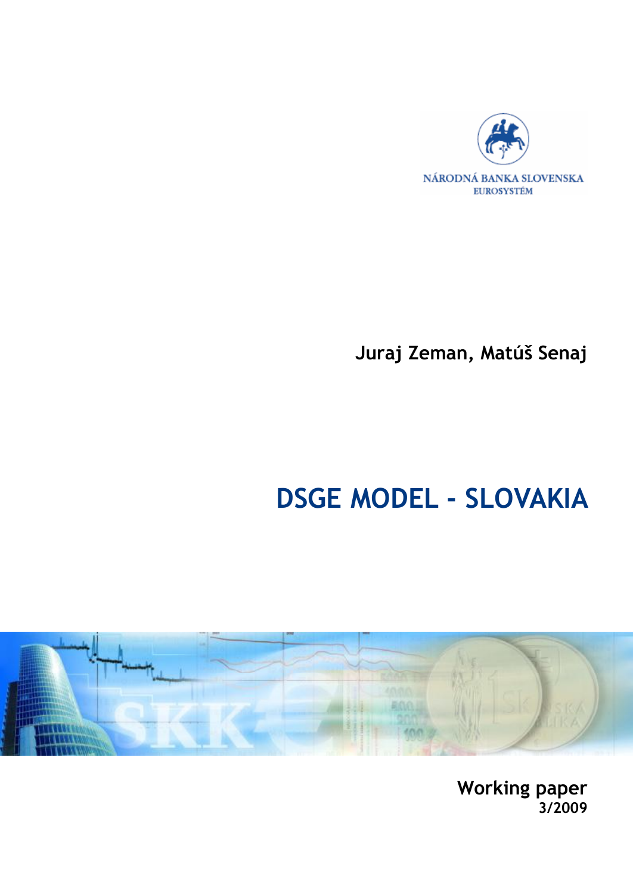NÁRODNÁ BANKA SLOVENSKA
EUROSYSTÉM

**Juraj Zeman, Matúš Senaj**

# DSGE MODEL - SLOVAKIA

**Working paper**
**3/2009**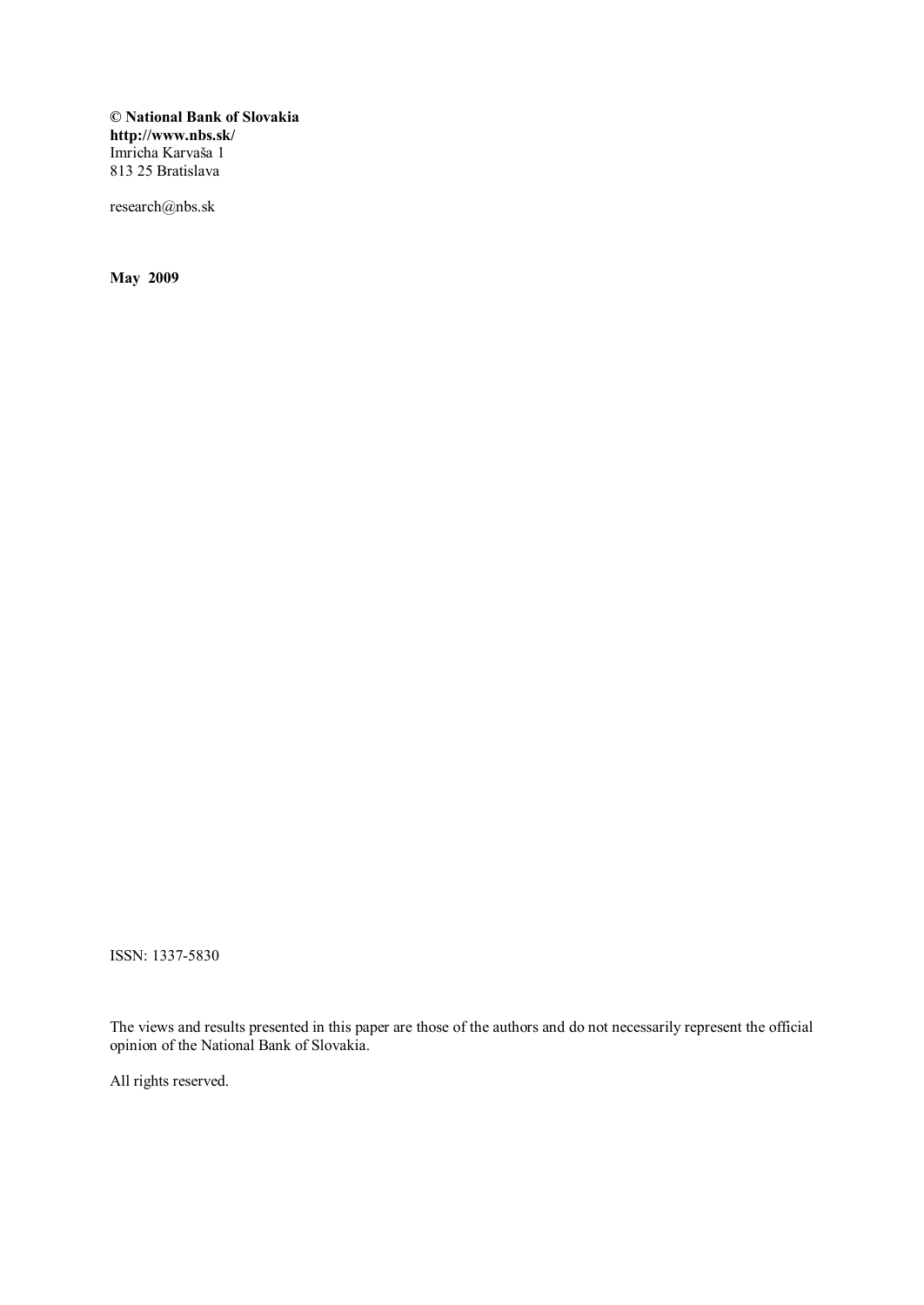**© National Bank of Slovakia**
**http://www.nbs.sk/**
Imricha Karvaša 1
813 25 Bratislava

research@nbs.sk

**May 2009**

ISSN: 1337-5830

The views and results presented in this paper are those of the authors and do not necessarily represent the official opinion of the National Bank of Slovakia.

All rights reserved.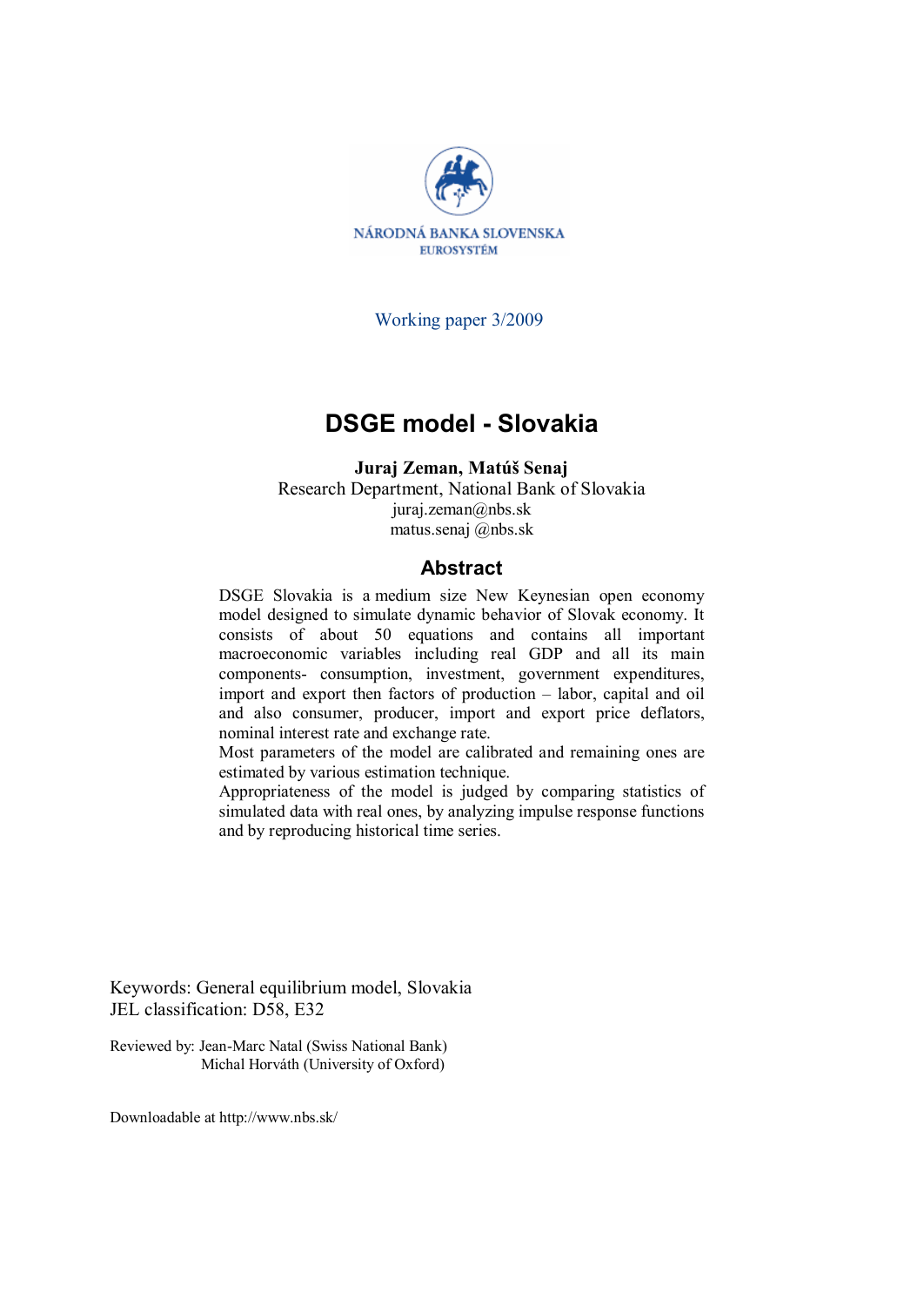NÁRODNÁ BANKA SLOVENSKA
EUROSYSTÉM

Working paper 3/2009

# DSGE model - Slovakia

**Juraj Zeman, Matúš Senaj**
Research Department, National Bank of Slovakia
juraj.zeman@nbs.sk
matus.senaj @nbs.sk

## Abstract

DSGE Slovakia is a medium size New Keynesian open economy model designed to simulate dynamic behavior of Slovak economy. It consists of about 50 equations and contains all important macroeconomic variables including real GDP and all its main components- consumption, investment, government expenditures, import and export then factors of production – labor, capital and oil and also consumer, producer, import and export price deflators, nominal interest rate and exchange rate.

Most parameters of the model are calibrated and remaining ones are estimated by various estimation technique.

Appropriateness of the model is judged by comparing statistics of simulated data with real ones, by analyzing impulse response functions and by reproducing historical time series.

Keywords: General equilibrium model, Slovakia
JEL classification: D58, E32

Reviewed by: Jean-Marc Natal (Swiss National Bank)
Michal Horváth (University of Oxford)

Downloadable at http://www.nbs.sk/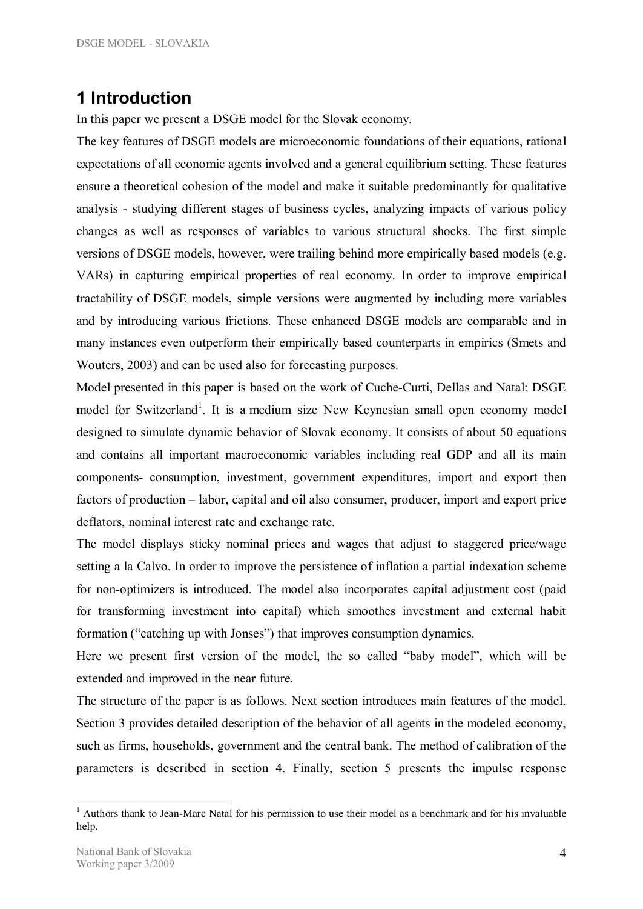# 1 Introduction

In this paper we present a DSGE model for the Slovak economy.

The key features of DSGE models are microeconomic foundations of their equations, rational expectations of all economic agents involved and a general equilibrium setting. These features ensure a theoretical cohesion of the model and make it suitable predominantly for qualitative analysis - studying different stages of business cycles, analyzing impacts of various policy changes as well as responses of variables to various structural shocks. The first simple versions of DSGE models, however, were trailing behind more empirically based models (e.g. VARs) in capturing empirical properties of real economy. In order to improve empirical tractability of DSGE models, simple versions were augmented by including more variables and by introducing various frictions. These enhanced DSGE models are comparable and in many instances even outperform their empirically based counterparts in empirics (Smets and Wouters, 2003) and can be used also for forecasting purposes.

Model presented in this paper is based on the work of Cuche-Curti, Dellas and Natal: DSGE model for Switzerland[1]. It is a medium size New Keynesian small open economy model designed to simulate dynamic behavior of Slovak economy. It consists of about 50 equations and contains all important macroeconomic variables including real GDP and all its main components- consumption, investment, government expenditures, import and export then factors of production – labor, capital and oil also consumer, producer, import and export price deflators, nominal interest rate and exchange rate.

The model displays sticky nominal prices and wages that adjust to staggered price/wage setting a la Calvo. In order to improve the persistence of inflation a partial indexation scheme for non-optimizers is introduced. The model also incorporates capital adjustment cost (paid for transforming investment into capital) which smoothes investment and external habit formation ("catching up with Jonses") that improves consumption dynamics.

Here we present first version of the model, the so called "baby model", which will be extended and improved in the near future.

The structure of the paper is as follows. Next section introduces main features of the model. Section 3 provides detailed description of the behavior of all agents in the modeled economy, such as firms, households, government and the central bank. The method of calibration of the parameters is described in section 4. Finally, section 5 presents the impulse response

[1] Authors thank to Jean-Marc Natal for his permission to use their model as a benchmark and for his invaluable help.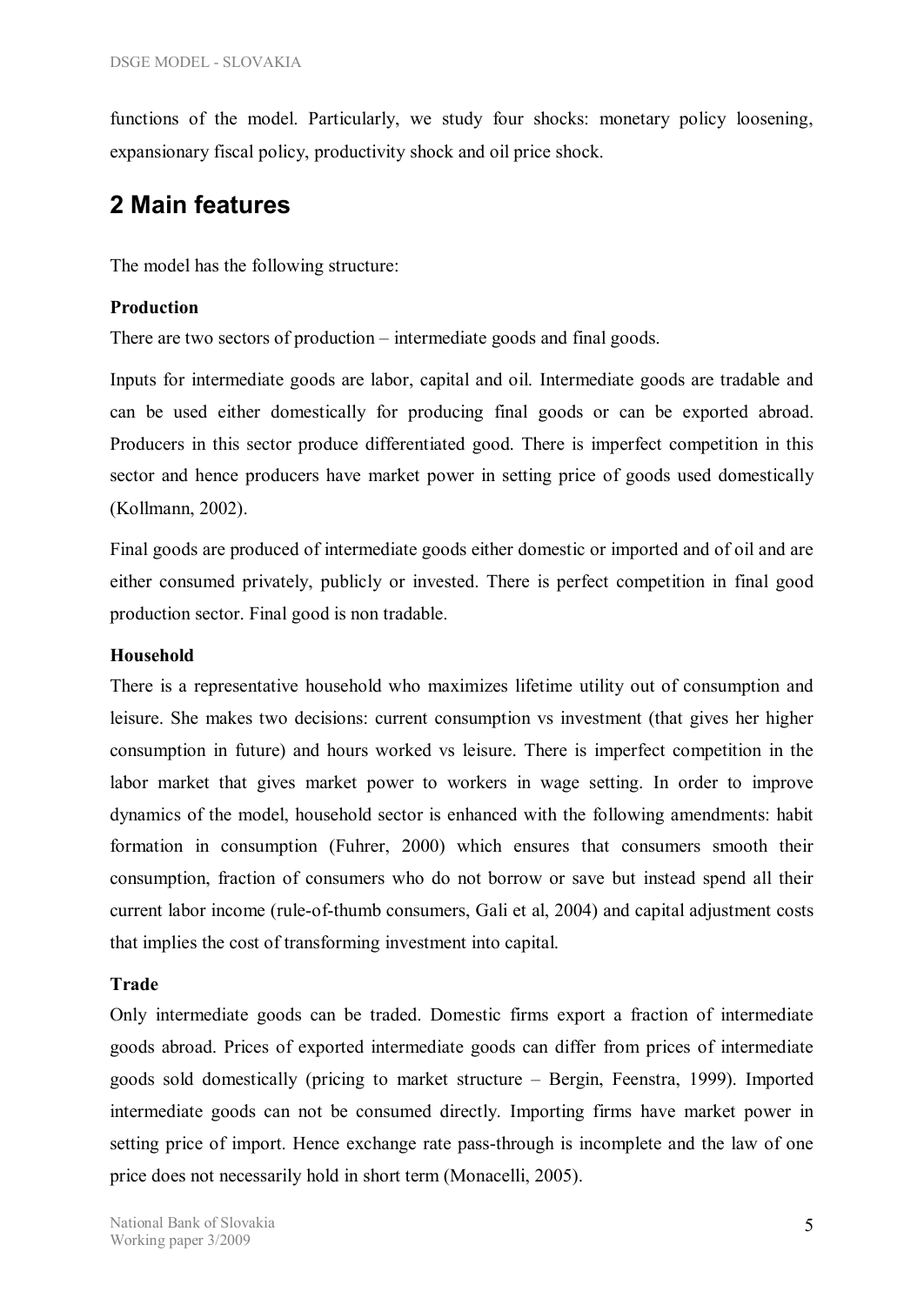functions of the model. Particularly, we study four shocks: monetary policy loosening, expansionary fiscal policy, productivity shock and oil price shock.

## 2 Main features

The model has the following structure:

**Production**

There are two sectors of production – intermediate goods and final goods.

Inputs for intermediate goods are labor, capital and oil. Intermediate goods are tradable and can be used either domestically for producing final goods or can be exported abroad. Producers in this sector produce differentiated good. There is imperfect competition in this sector and hence producers have market power in setting price of goods used domestically (Kollmann, 2002).

Final goods are produced of intermediate goods either domestic or imported and of oil and are either consumed privately, publicly or invested. There is perfect competition in final good production sector. Final good is non tradable.

**Household**

There is a representative household who maximizes lifetime utility out of consumption and leisure. She makes two decisions: current consumption vs investment (that gives her higher consumption in future) and hours worked vs leisure. There is imperfect competition in the labor market that gives market power to workers in wage setting. In order to improve dynamics of the model, household sector is enhanced with the following amendments: habit formation in consumption (Fuhrer, 2000) which ensures that consumers smooth their consumption, fraction of consumers who do not borrow or save but instead spend all their current labor income (rule-of-thumb consumers, Gali et al, 2004) and capital adjustment costs that implies the cost of transforming investment into capital.

**Trade**

Only intermediate goods can be traded. Domestic firms export a fraction of intermediate goods abroad. Prices of exported intermediate goods can differ from prices of intermediate goods sold domestically (pricing to market structure – Bergin, Feenstra, 1999). Imported intermediate goods can not be consumed directly. Importing firms have market power in setting price of import. Hence exchange rate pass-through is incomplete and the law of one price does not necessarily hold in short term (Monacelli, 2005).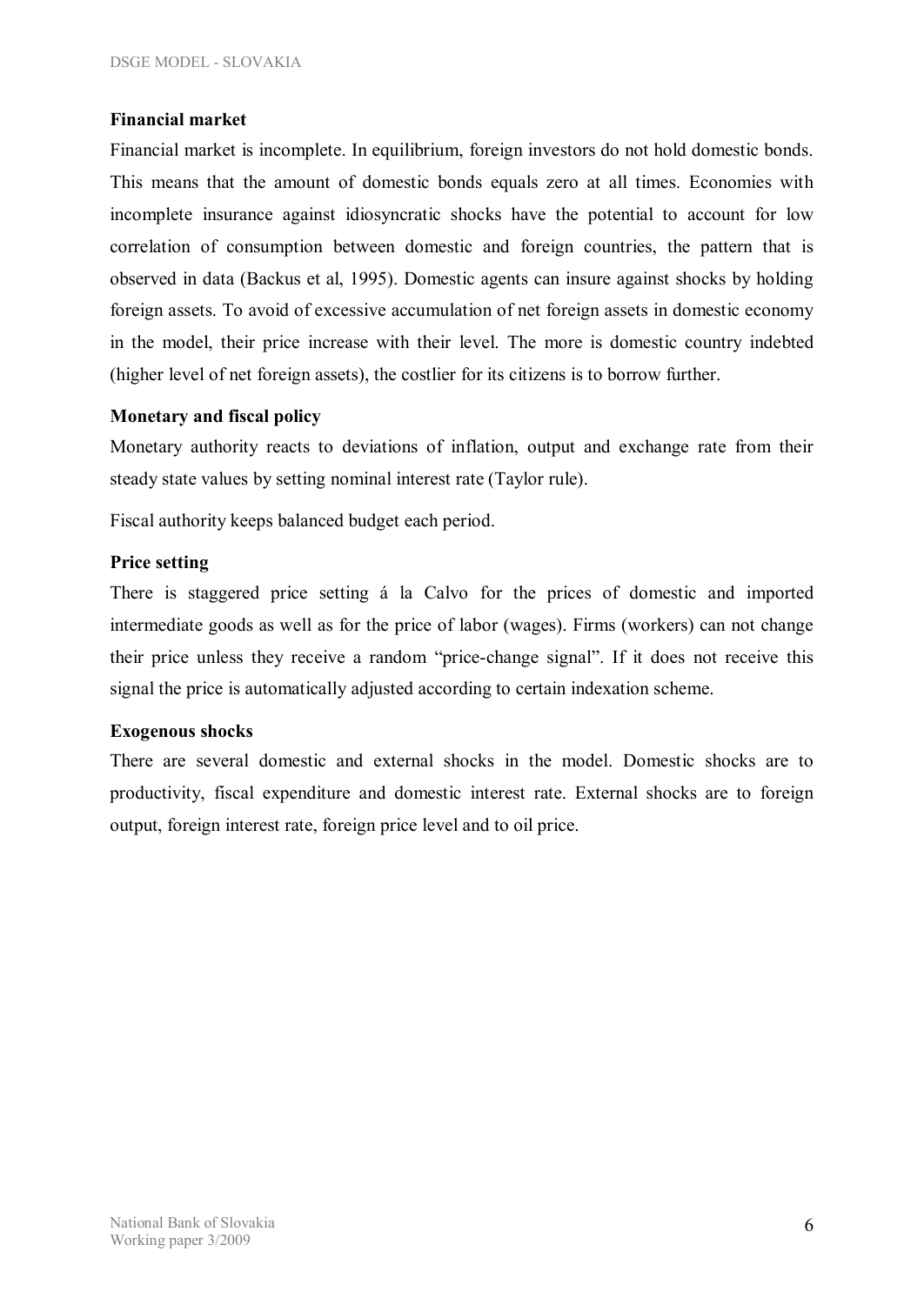**Financial market**

Financial market is incomplete. In equilibrium, foreign investors do not hold domestic bonds. This means that the amount of domestic bonds equals zero at all times. Economies with incomplete insurance against idiosyncratic shocks have the potential to account for low correlation of consumption between domestic and foreign countries, the pattern that is observed in data (Backus et al, 1995). Domestic agents can insure against shocks by holding foreign assets. To avoid of excessive accumulation of net foreign assets in domestic economy in the model, their price increase with their level. The more is domestic country indebted (higher level of net foreign assets), the costlier for its citizens is to borrow further.

**Monetary and fiscal policy**

Monetary authority reacts to deviations of inflation, output and exchange rate from their steady state values by setting nominal interest rate (Taylor rule).

Fiscal authority keeps balanced budget each period.

**Price setting**

There is staggered price setting á la Calvo for the prices of domestic and imported intermediate goods as well as for the price of labor (wages). Firms (workers) can not change their price unless they receive a random "price-change signal". If it does not receive this signal the price is automatically adjusted according to certain indexation scheme.

**Exogenous shocks**

There are several domestic and external shocks in the model. Domestic shocks are to productivity, fiscal expenditure and domestic interest rate. External shocks are to foreign output, foreign interest rate, foreign price level and to oil price.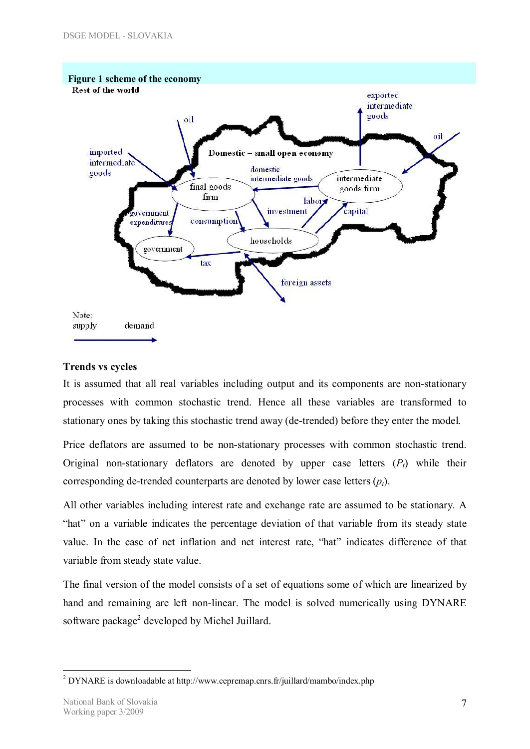**Figure 1 scheme of the economy**

Rest of the world

Domestic – small open economy

oil

imported intermediate goods

final goods firm

domestic intermediate goods

intermediate goods firm

exported intermediate goods

oil

labor

investment

capital

government expenditures

consumption

households

government

tax

foreign assets

Note:
supply demand

### Trends vs cycles

It is assumed that all real variables including output and its components are non-stationary processes with common stochastic trend. Hence all these variables are transformed to stationary ones by taking this stochastic trend away (de-trended) before they enter the model.

Price deflators are assumed to be non-stationary processes with common stochastic trend. Original non-stationary deflators are denoted by upper case letters ($P_t$) while their corresponding de-trended counterparts are denoted by lower case letters ($p_t$).

All other variables including interest rate and exchange rate are assumed to be stationary. A "hat" on a variable indicates the percentage deviation of that variable from its steady state value. In the case of net inflation and net interest rate, "hat" indicates difference of that variable from steady state value.

The final version of the model consists of a set of equations some of which are linearized by hand and remaining are left non-linear. The model is solved numerically using DYNARE software package[2] developed by Michel Juillard.

[2] DYNARE is downloadable at http://www.cepremap.cnrs.fr/juillard/mambo/index.php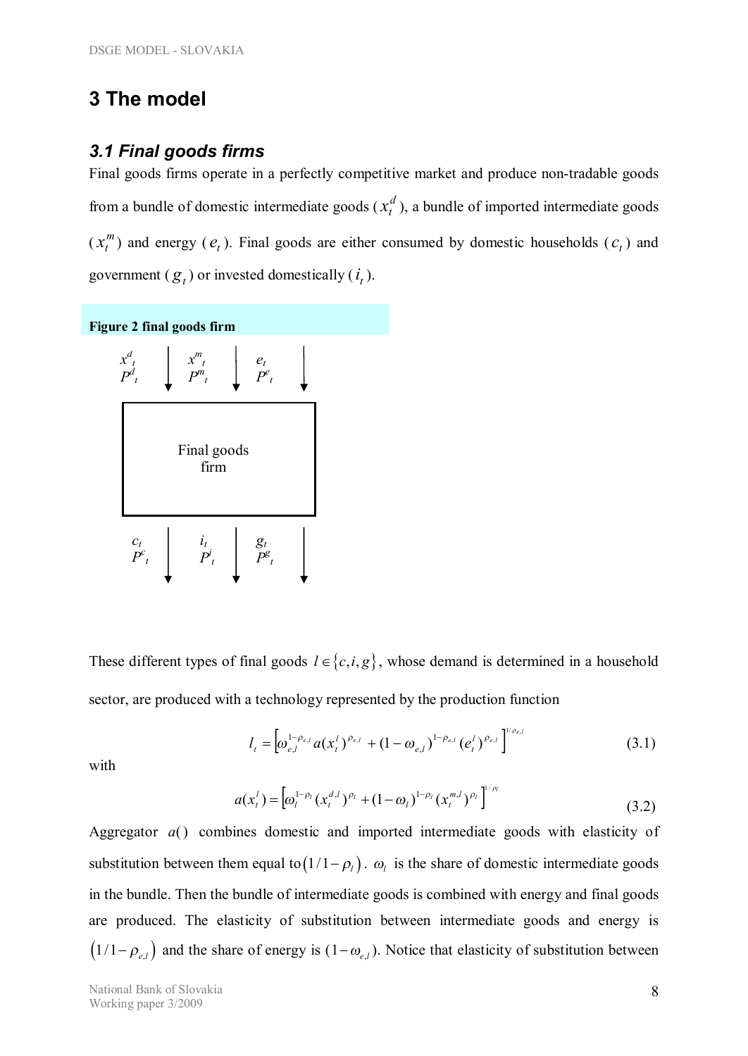# 3 The model

## *3.1 Final goods firms*

Final goods firms operate in a perfectly competitive market and produce non-tradable goods from a bundle of domestic intermediate goods ($x_t^d$), a bundle of imported intermediate goods ($x_t^m$) and energy ($e_t$). Final goods are either consumed by domestic households ($c_t$) and government ($g_t$) or invested domestically ($i_t$).

**Figure 2 final goods firm**

These different types of final goods $l \in \{c, i, g\}$, whose demand is determined in a household sector, are produced with a technology represented by the production function

$$l_t = \left[\omega_{e,l}^{1-\rho_{e,l}} a(x_t^l)^{\rho_{e,l}} + (1-\omega_{e,l})^{1-\rho_{e,l}} (e_t^l)^{\rho_{e,l}}\right]^{1/\rho_{e,l}} \tag{3.1}$$

with

$$a(x_t^l) = \left[\omega_l^{1-\rho_l} (x_t^{d,l})^{\rho_l} + (1-\omega_l)^{1-\rho_l} (x_t^{m,l})^{\rho_l}\right]^{1/\rho_l} \tag{3.2}$$

Aggregator $a()$ combines domestic and imported intermediate goods with elasticity of substitution between them equal to $(1/1-\rho_l)$. $\omega_l$ is the share of domestic intermediate goods in the bundle. Then the bundle of intermediate goods is combined with energy and final goods are produced. The elasticity of substitution between intermediate goods and energy is $(1/1-\rho_{e,l})$ and the share of energy is $(1-\omega_{e,l})$. Notice that elasticity of substitution between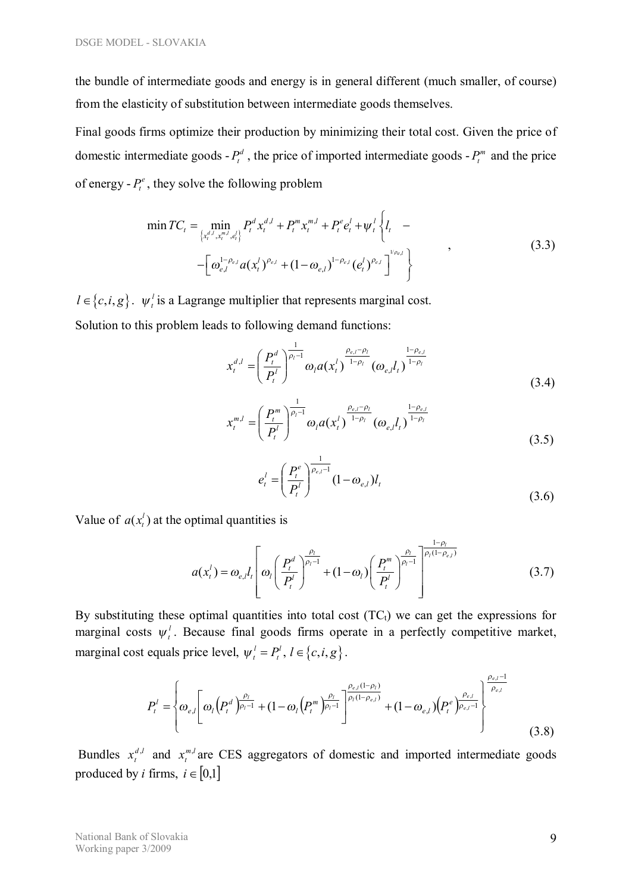the bundle of intermediate goods and energy is in general different (much smaller, of course) from the elasticity of substitution between intermediate goods themselves.

Final goods firms optimize their production by minimizing their total cost. Given the price of domestic intermediate goods - $P_t^d$, the price of imported intermediate goods - $P_t^m$ and the price of energy - $P_t^e$, they solve the following problem

$$\min TC_t = \min_{\left\{x_t^{d,l}, x_t^{m,l}, e_t^l\right\}} P_t^d x_t^{d,l} + P_t^m x_t^{m,l} + P_t^e e_t^l + \psi_t^l \left\{ l_t - \left[ \omega_{e,l}^{1-\rho_{e,l}} a(x_t^l)^{\rho_{e,l}} + (1-\omega_{e,l})^{1-\rho_{e,l}} (e_t^l)^{\rho_{e,l}} \right]^{1/\rho_{e,l}} \right\}, \tag{3.3}$$

$l \in \{c, i, g\}$. $\psi_t^l$ is a Lagrange multiplier that represents marginal cost.

Solution to this problem leads to following demand functions:

$$x_t^{d,l} = \left( \frac{P_t^d}{P_t^l} \right)^{\frac{1}{\rho_l - 1}} \omega_l a(x_t^l)^{\frac{\rho_{e,l} - \rho_l}{1-\rho_l}} (\omega_{e,l} l_t)^{\frac{1-\rho_{e,l}}{1-\rho_l}} \tag{3.4}$$

$$x_t^{m,l} = \left( \frac{P_t^m}{P_t^l} \right)^{\frac{1}{\rho_l - 1}} \omega_l a(x_t^l)^{\frac{\rho_{e,l} - \rho_l}{1-\rho_l}} (\omega_{e,l} l_t)^{\frac{1-\rho_{e,l}}{1-\rho_l}} \tag{3.5}$$

$$e_t^l = \left( \frac{P_t^e}{P_t^l} \right)^{\frac{1}{\rho_{e,l} - 1}} (1-\omega_{e,l}) l_t \tag{3.6}$$

Value of $a(x_t^l)$ at the optimal quantities is

$$a(x_t^l) = \omega_{e,l} l_t \left[ \omega_l \left( \frac{P_t^d}{P_t^l} \right)^{\frac{\rho_l}{\rho_l - 1}} + (1-\omega_l) \left( \frac{P_t^m}{P_t^l} \right)^{\frac{\rho_l}{\rho_l - 1}} \right]^{\frac{1-\rho_l}{\rho_l (1-\rho_{e,l})}} \tag{3.7}$$

By substituting these optimal quantities into total cost ($TC_t$) we can get the expressions for marginal costs $\psi_t^l$. Because final goods firms operate in a perfectly competitive market, marginal cost equals price level, $\psi_t^l = P_t^l$, $l \in \{c, i, g\}$.

$$P_t^l = \left\{ \omega_{e,l} \left[ \omega_l \left(P_t^d\right)^{\frac{\rho_l}{\rho_l - 1}} + (1-\omega_l) \left(P_t^m\right)^{\frac{\rho_l}{\rho_l - 1}} \right]^{\frac{\rho_{e,l}(1-\rho_l)}{\rho_l (1-\rho_{e,l})}} + (1-\omega_{e,l}) \left(P_t^e\right)^{\frac{\rho_{e,l}}{\rho_{e,l} - 1}} \right\}^{\frac{\rho_{e,l} - 1}{\rho_{e,l}}} \tag{3.8}$$

Bundles $x_t^{d,l}$ and $x_t^{m,l}$ are CES aggregators of domestic and imported intermediate goods produced by $i$ firms, $i \in [0,1]$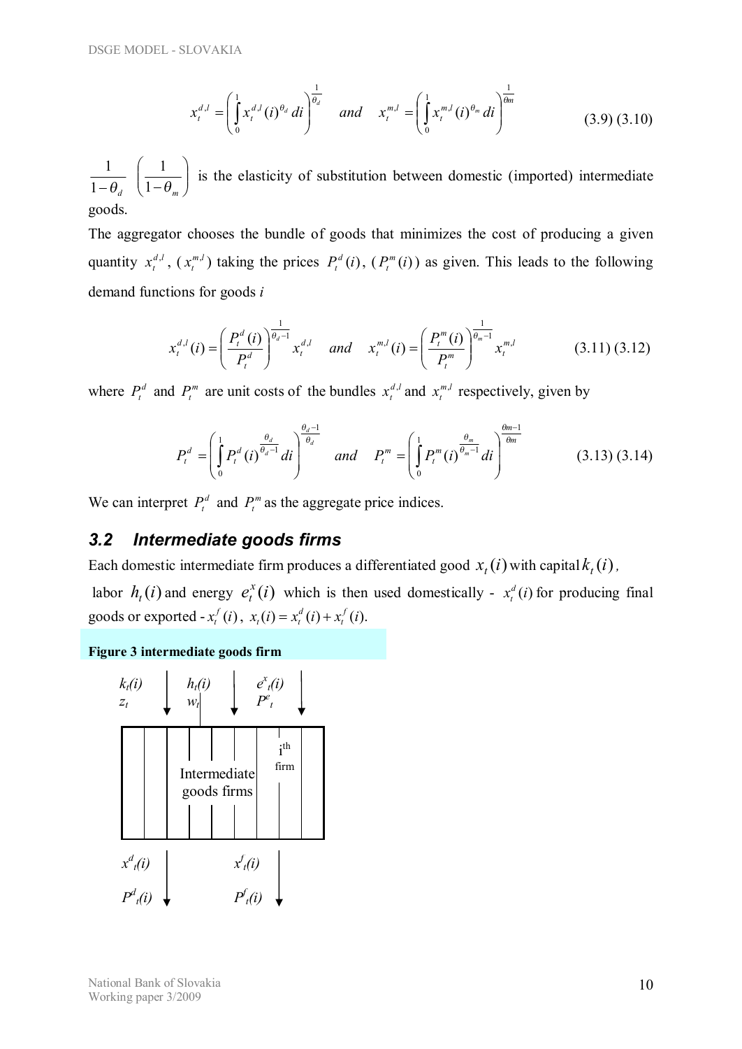$$x_t^{d,l} = \left( \int_0^1 x_t^{d,l}(i)^{\theta_d} \, di \right)^{\frac{1}{\theta_d}} \quad and \quad x_t^{m,l} = \left( \int_0^1 x_t^{m,l}(i)^{\theta_m} \, di \right)^{\frac{1}{\theta m}} \qquad (3.9)\ (3.10)$$

$\frac{1}{1-\theta_d}$ $\left(\frac{1}{1-\theta_m}\right)$ is the elasticity of substitution between domestic (imported) intermediate goods.

The aggregator chooses the bundle of goods that minimizes the cost of producing a given quantity $x_t^{d,l}$, ($x_t^{m,l}$) taking the prices $P_t^d(i)$, ($P_t^m(i)$) as given. This leads to the following demand functions for goods *i*

$$x_t^{d,l}(i) = \left( \frac{P_t^d(i)}{P_t^d} \right)^{\frac{1}{\theta_d - 1}} x_t^{d,l} \quad and \quad x_t^{m,l}(i) = \left( \frac{P_t^m(i)}{P_t^m} \right)^{\frac{1}{\theta_m - 1}} x_t^{m,l} \qquad (3.11)\ (3.12)$$

where $P_t^d$ and $P_t^m$ are unit costs of the bundles $x_t^{d,l}$ and $x_t^{m,l}$ respectively, given by

$$P_t^d = \left( \int_0^1 P_t^d(i)^{\frac{\theta_d}{\theta_d - 1}} \, di \right)^{\frac{\theta_d - 1}{\theta_d}} \quad and \quad P_t^m = \left( \int_0^1 P_t^m(i)^{\frac{\theta_m}{\theta_m - 1}} \, di \right)^{\frac{\theta m - 1}{\theta m}} \qquad (3.13)\ (3.14)$$

We can interpret $P_t^d$ and $P_t^m$ as the aggregate price indices.

## 3.2 Intermediate goods firms

Each domestic intermediate firm produces a differentiated good $x_t(i)$ with capital $k_t(i)$, labor $h_t(i)$ and energy $e_t^x(i)$ which is then used domestically - $x_t^d(i)$ for producing final goods or exported - $x_t^f(i)$, $x_t(i) = x_t^d(i) + x_t^f(i)$.

**Figure 3 intermediate goods firm**

$k_t(i)$, $z_t$ ; $h_t(i)$, $w_t$ ; $e_t^x(i)$, $P_t^e$

Intermediate goods firms — $i^{th}$ firm

$x_t^d(i)$, $P_t^d(i)$ ; $x_t^f(i)$, $P_t^f(i)$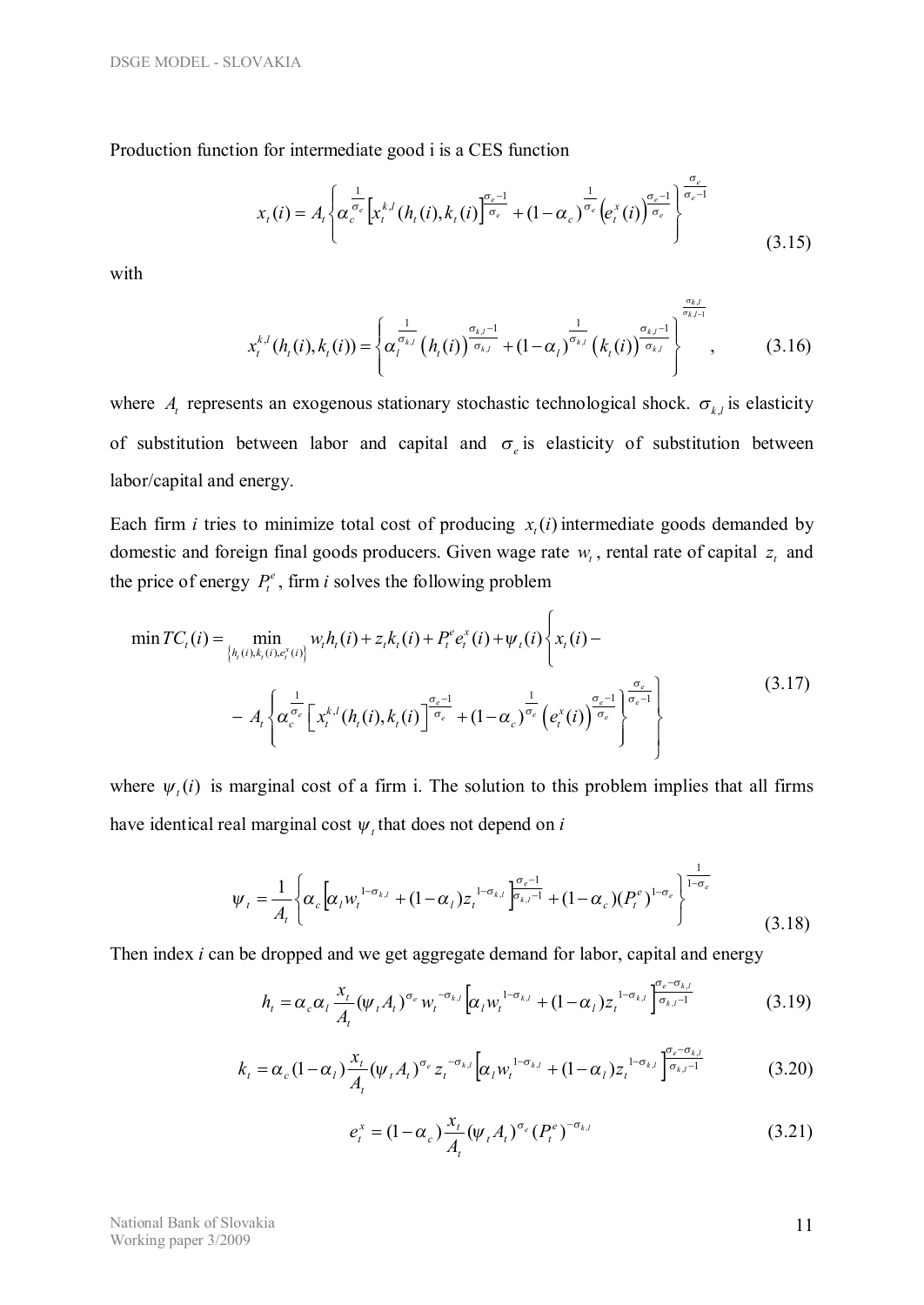Production function for intermediate good i is a CES function

$$x_t(i) = A_t \left\{ \alpha_c^{\frac{1}{\sigma_e}} \left[ x_t^{k,l}(h_t(i), k_t(i)) \right]^{\frac{\sigma_e - 1}{\sigma_e}} + (1-\alpha_c)^{\frac{1}{\sigma_e}} \left( e_t^x(i) \right)^{\frac{\sigma_e - 1}{\sigma_e}} \right\}^{\frac{\sigma_e}{\sigma_e - 1}} \tag{3.15}$$

with

$$x_t^{k,l}(h_t(i), k_t(i)) = \left\{ \alpha_l^{\frac{1}{\sigma_{k,l}}} \left( h_t(i) \right)^{\frac{\sigma_{k,l}-1}{\sigma_{k,l}}} + (1-\alpha_l)^{\frac{1}{\sigma_{k,l}}} \left( k_t(i) \right)^{\frac{\sigma_{k,l}-1}{\sigma_{k,l}}} \right\}^{\frac{\sigma_{k,l}}{\sigma_{k,l}-1}}, \tag{3.16}$$

where $A_t$ represents an exogenous stationary stochastic technological shock. $\sigma_{k,l}$ is elasticity of substitution between labor and capital and $\sigma_e$ is elasticity of substitution between labor/capital and energy.

Each firm $i$ tries to minimize total cost of producing $x_t(i)$ intermediate goods demanded by domestic and foreign final goods producers. Given wage rate $w_t$, rental rate of capital $z_t$ and the price of energy $P_t^e$, firm $i$ solves the following problem

$$\begin{aligned} \min TC_t(i) = \min_{\{h_t(i), k_t(i), e_t^x(i)\}} \; & w_t h_t(i) + z_t k_t(i) + P_t^e e_t^x(i) + \psi_t(i) \Bigg\{ x_t(i) - \\ & - A_t \left\{ \alpha_c^{\frac{1}{\sigma_e}} \left[ x_t^{k,l}(h_t(i), k_t(i)) \right]^{\frac{\sigma_e - 1}{\sigma_e}} + (1-\alpha_c)^{\frac{1}{\sigma_e}} \left( e_t^x(i) \right)^{\frac{\sigma_e - 1}{\sigma_e}} \right\}^{\frac{\sigma_e}{\sigma_e - 1}} \Bigg\} \end{aligned} \tag{3.17}$$

where $\psi_t(i)$ is marginal cost of a firm i. The solution to this problem implies that all firms have identical real marginal cost $\psi_t$ that does not depend on $i$

$$\psi_t = \frac{1}{A_t} \left\{ \alpha_c \left[ \alpha_l w_t^{1-\sigma_{k,l}} + (1-\alpha_l) z_t^{1-\sigma_{k,l}} \right]^{\frac{\sigma_e - 1}{\sigma_{k,l}-1}} + (1-\alpha_c)(P_t^e)^{1-\sigma_e} \right\}^{\frac{1}{1-\sigma_e}} \tag{3.18}$$

Then index $i$ can be dropped and we get aggregate demand for labor, capital and energy

$$h_t = \alpha_c \alpha_l \frac{x_t}{A_t} (\psi_t A_t)^{\sigma_e} w_t^{-\sigma_{k,l}} \left[ \alpha_l w_t^{1-\sigma_{k,l}} + (1-\alpha_l) z_t^{1-\sigma_{k,l}} \right]^{\frac{\sigma_e - \sigma_{k,l}}{\sigma_{k,l}-1}} \tag{3.19}$$

$$k_t = \alpha_c (1-\alpha_l) \frac{x_t}{A_t} (\psi_t A_t)^{\sigma_e} z_t^{-\sigma_{k,l}} \left[ \alpha_l w_t^{1-\sigma_{k,l}} + (1-\alpha_l) z_t^{1-\sigma_{k,l}} \right]^{\frac{\sigma_e - \sigma_{k,l}}{\sigma_{k,l}-1}} \tag{3.20}$$

$$e_t^x = (1-\alpha_c) \frac{x_t}{A_t} (\psi_t A_t)^{\sigma_e} (P_t^e)^{-\sigma_{k,l}} \tag{3.21}$$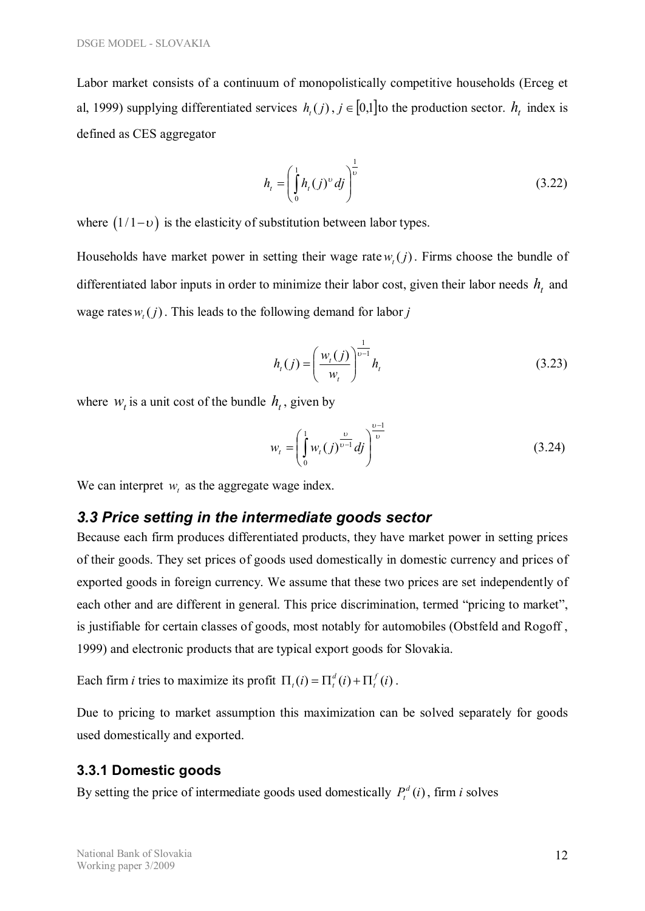Labor market consists of a continuum of monopolistically competitive households (Erceg et al, 1999) supplying differentiated services $h_t(j)$, $j \in [0,1]$to the production sector. $h_t$ index is defined as CES aggregator

$$h_t = \left( \int_0^1 h_t(j)^{\upsilon} dj \right)^{\frac{1}{\upsilon}} \tag{3.22}$$

where $(1/1-\upsilon)$ is the elasticity of substitution between labor types.

Households have market power in setting their wage rate $w_t(j)$. Firms choose the bundle of differentiated labor inputs in order to minimize their labor cost, given their labor needs $h_t$ and wage rates $w_t(j)$. This leads to the following demand for labor *j*

$$h_t(j) = \left( \frac{w_t(j)}{w_t} \right)^{\frac{1}{\upsilon-1}} h_t \tag{3.23}$$

where $w_t$ is a unit cost of the bundle $h_t$, given by

$$w_t = \left( \int_0^1 w_t(j)^{\frac{\upsilon}{\upsilon-1}} dj \right)^{\frac{\upsilon-1}{\upsilon}} \tag{3.24}$$

We can interpret $w_t$ as the aggregate wage index.

## *3.3 Price setting in the intermediate goods sector*

Because each firm produces differentiated products, they have market power in setting prices of their goods. They set prices of goods used domestically in domestic currency and prices of exported goods in foreign currency. We assume that these two prices are set independently of each other and are different in general. This price discrimination, termed "pricing to market", is justifiable for certain classes of goods, most notably for automobiles (Obstfeld and Rogoff , 1999) and electronic products that are typical export goods for Slovakia.

Each firm *i* tries to maximize its profit $\Pi_t(i) = \Pi_t^d(i) + \Pi_t^f(i)$.

Due to pricing to market assumption this maximization can be solved separately for goods used domestically and exported.

### 3.3.1 Domestic goods

By setting the price of intermediate goods used domestically $P_t^d(i)$, firm *i* solves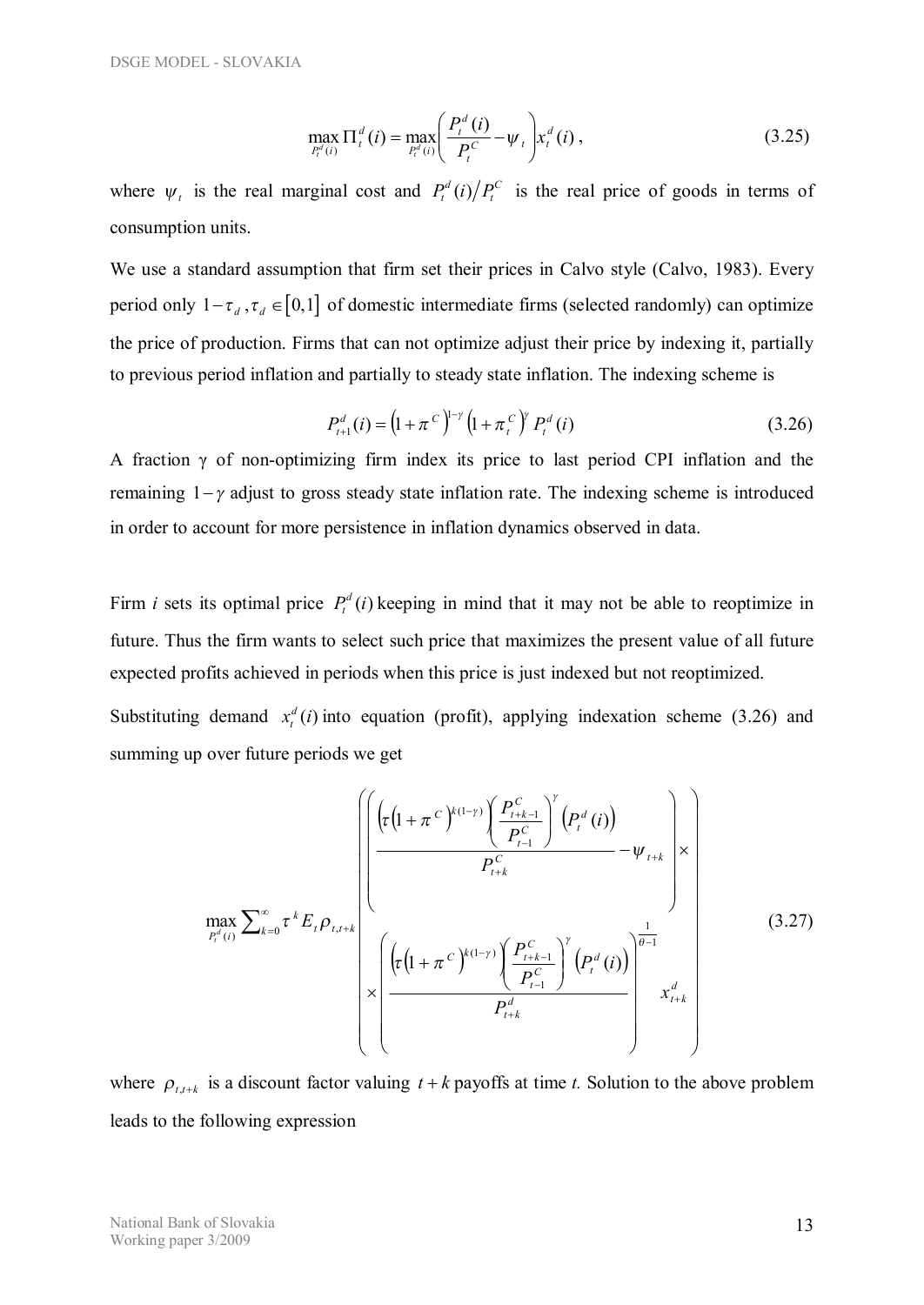$$\max_{P_t^d(i)} \Pi_t^d(i) = \max_{P_t^d(i)} \left( \frac{P_t^d(i)}{P_t^C} - \psi_t \right) x_t^d(i), \tag{3.25}$$

where $\psi_t$ is the real marginal cost and $P_t^d(i)/P_t^C$ is the real price of goods in terms of consumption units.

We use a standard assumption that firm set their prices in Calvo style (Calvo, 1983). Every period only $1-\tau_d, \tau_d \in [0,1]$ of domestic intermediate firms (selected randomly) can optimize the price of production. Firms that can not optimize adjust their price by indexing it, partially to previous period inflation and partially to steady state inflation. The indexing scheme is

$$P_{t+1}^d(i) = \left(1+\pi^C\right)^{1-\gamma} \left(1+\pi_t^C\right)^{\gamma} P_t^d(i) \tag{3.26}$$

A fraction $\gamma$ of non-optimizing firm index its price to last period CPI inflation and the remaining $1-\gamma$ adjust to gross steady state inflation rate. The indexing scheme is introduced in order to account for more persistence in inflation dynamics observed in data.

Firm $i$ sets its optimal price $P_t^d(i)$ keeping in mind that it may not be able to reoptimize in future. Thus the firm wants to select such price that maximizes the present value of all future expected profits achieved in periods when this price is just indexed but not reoptimized.

Substituting demand $x_t^d(i)$ into equation (profit), applying indexation scheme (3.26) and summing up over future periods we get

$$\max_{P_t^d(i)} \sum_{k=0}^{\infty} \tau^k E_t \rho_{t,t+k} \left( \begin{array}{c} \left( \dfrac{\left(\tau\left(1+\pi^C\right)^{k(1-\gamma)} \left( \dfrac{P_{t+k-1}^C}{P_{t-1}^C} \right)^{\gamma} \left(P_t^d(i)\right)\right.}{P_{t+k}^C} - \psi_{t+k} \right) \times \\ \times \left( \dfrac{\left(\tau\left(1+\pi^C\right)^{k(1-\gamma)} \left( \dfrac{P_{t+k-1}^C}{P_{t-1}^C} \right)^{\gamma} \left(P_t^d(i)\right)\right.}{P_{t+k}^d} \right)^{\frac{1}{\theta-1}} x_{t+k}^d \end{array} \right) \tag{3.27}$$

where $\rho_{t,t+k}$ is a discount factor valuing $t+k$ payoffs at time $t$. Solution to the above problem leads to the following expression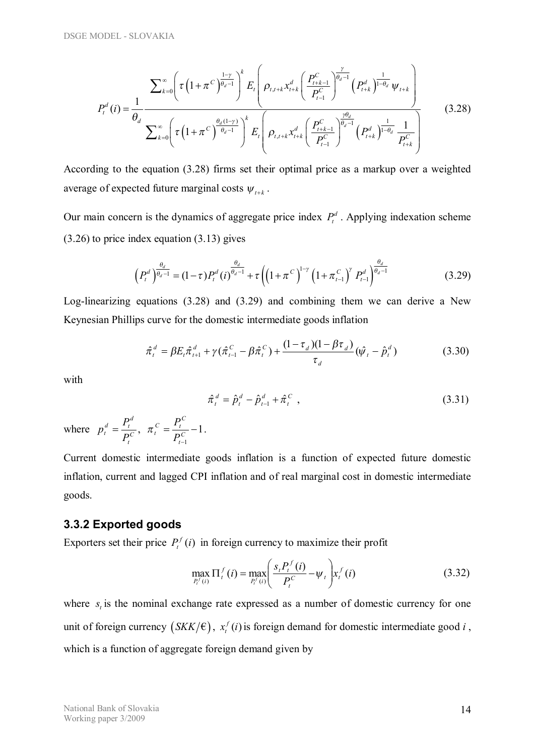$$P_t^d(i) = \frac{1}{\theta_d} \frac{\sum_{k=0}^{\infty} \left( \tau \left(1+\pi^C\right)^{\frac{1-\gamma}{\theta_d - 1}} \right)^k E_t \left( \rho_{t,t+k} x_{t+k}^d \left( \frac{P_{t+k-1}^C}{P_{t-1}^C} \right)^{\frac{\gamma}{\theta_d - 1}} \left( P_{t+k}^d \right)^{\frac{1}{1-\theta_d}} \psi_{t+k} \right)}{\sum_{k=0}^{\infty} \left( \tau \left(1+\pi^C\right)^{\frac{\theta_d(1-\gamma)}{\theta_d - 1}} \right)^k E_t \left( \rho_{t,t+k} x_{t+k}^d \left( \frac{P_{t+k-1}^C}{P_{t-1}^C} \right)^{\frac{\gamma\theta_d}{\theta_d - 1}} \left( P_{t+k}^d \right)^{\frac{1}{1-\theta_d}} \frac{1}{P_{t+k}^C} \right)} \tag{3.28}$$

According to the equation (3.28) firms set their optimal price as a markup over a weighted average of expected future marginal costs $\psi_{t+k}$.

Our main concern is the dynamics of aggregate price index $P_t^d$. Applying indexation scheme (3.26) to price index equation (3.13) gives

$$\left(P_t^d\right)^{\frac{\theta_d}{\theta_d - 1}} = (1-\tau) P_t^d(i)^{\frac{\theta_d}{\theta_d - 1}} + \tau \left( \left(1+\pi^C\right)^{1-\gamma} \left(1+\pi_{t-1}^C\right)^{\gamma} P_{t-1}^d \right)^{\frac{\theta_d}{\theta_d - 1}} \tag{3.29}$$

Log-linearizing equations (3.28) and (3.29) and combining them we can derive a New Keynesian Phillips curve for the domestic intermediate goods inflation

$$\hat{\pi}_t^d = \beta E_t \hat{\pi}_{t+1}^d + \gamma(\hat{\pi}_{t-1}^C - \beta \hat{\pi}_t^C) + \frac{(1-\tau_d)(1-\beta\tau_d)}{\tau_d}(\hat{\psi}_t - \hat{p}_t^d) \tag{3.30}$$

with

$$\hat{\pi}_t^d = \hat{p}_t^d - \hat{p}_{t-1}^d + \hat{\pi}_t^C \ , \tag{3.31}$$

where $p_t^d = \frac{P_t^d}{P_t^C}$, $\pi_t^C = \frac{P_t^C}{P_{t-1}^C} - 1$.

Current domestic intermediate goods inflation is a function of expected future domestic inflation, current and lagged CPI inflation and of real marginal cost in domestic intermediate goods.

### 3.3.2 Exported goods

Exporters set their price $P_t^f(i)$ in foreign currency to maximize their profit

$$\max_{P_t^f(i)} \Pi_t^f(i) = \max_{P_t^f(i)} \left( \frac{s_t P_t^f(i)}{P_t^C} - \psi_t \right) x_t^f(i) \tag{3.32}$$

where $s_t$ is the nominal exchange rate expressed as a number of domestic currency for one unit of foreign currency $(SKK/€)$, $x_t^f(i)$ is foreign demand for domestic intermediate good $i$, which is a function of aggregate foreign demand given by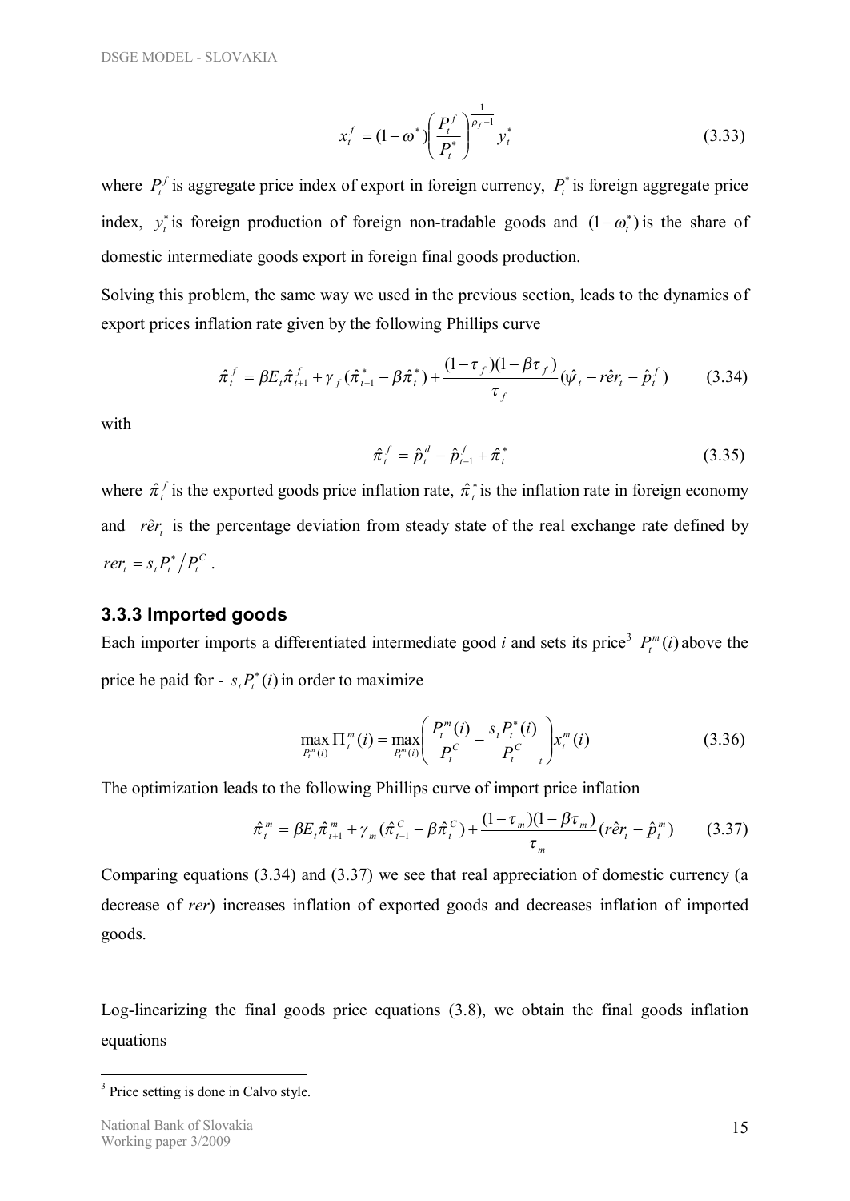$$x_t^f = (1-\omega^*)\left(\frac{P_t^f}{P_t^*}\right)^{\frac{1}{\rho_f - 1}} y_t^* \tag{3.33}$$

where $P_t^f$ is aggregate price index of export in foreign currency, $P_t^*$ is foreign aggregate price index, $y_t^*$ is foreign production of foreign non-tradable goods and $(1-\omega_t^*)$ is the share of domestic intermediate goods export in foreign final goods production.

Solving this problem, the same way we used in the previous section, leads to the dynamics of export prices inflation rate given by the following Phillips curve

$$\hat{\pi}_t^f = \beta E_t \hat{\pi}_{t+1}^f + \gamma_f (\hat{\pi}_{t-1}^* - \beta \hat{\pi}_t^*) + \frac{(1-\tau_f)(1-\beta\tau_f)}{\tau_f}(\hat{\psi}_t - r\hat{e}r_t - \hat{p}_t^f) \tag{3.34}$$

with

$$\hat{\pi}_t^f = \hat{p}_t^d - \hat{p}_{t-1}^f + \hat{\pi}_t^* \tag{3.35}$$

where $\hat{\pi}_t^f$ is the exported goods price inflation rate, $\hat{\pi}_t^*$ is the inflation rate in foreign economy and $r\hat{e}r_t$ is the percentage deviation from steady state of the real exchange rate defined by $rer_t = s_t P_t^* / P_t^C$ .

### 3.3.3 Imported goods

Each importer imports a differentiated intermediate good *i* and sets its price[3] $P_t^m(i)$ above the price he paid for - $s_t P_t^*(i)$ in order to maximize

$$\max_{P_t^m(i)} \Pi_t^m(i) = \max_{P_t^m(i)} \left( \frac{P_t^m(i)}{P_t^C} - \frac{s_t P_t^*(i)}{P_t^C}_t \right) x_t^m(i) \tag{3.36}$$

The optimization leads to the following Phillips curve of import price inflation

$$\hat{\pi}_t^m = \beta E_t \hat{\pi}_{t+1}^m + \gamma_m (\hat{\pi}_{t-1}^C - \beta \hat{\pi}_t^C) + \frac{(1-\tau_m)(1-\beta\tau_m)}{\tau_m}(r\hat{e}r_t - \hat{p}_t^m) \tag{3.37}$$

Comparing equations (3.34) and (3.37) we see that real appreciation of domestic currency (a decrease of *rer*) increases inflation of exported goods and decreases inflation of imported goods.

Log-linearizing the final goods price equations (3.8), we obtain the final goods inflation equations

[3] Price setting is done in Calvo style.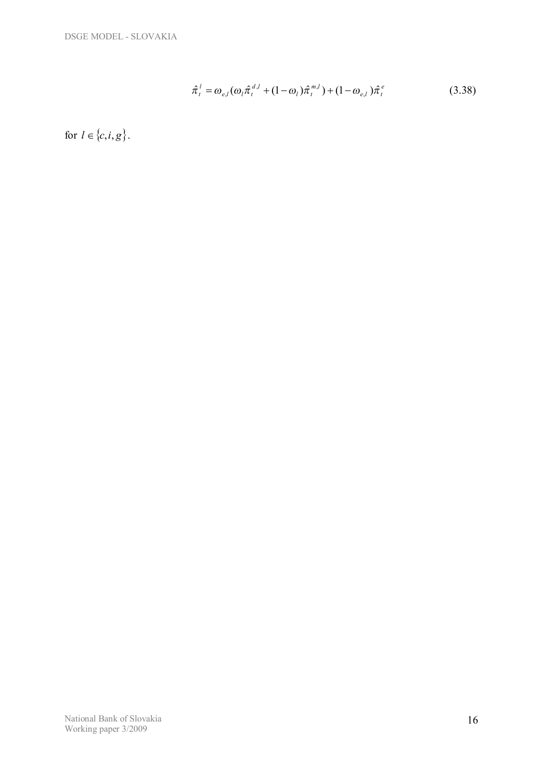$$\hat{\pi}_t^l = \omega_{e,l}(\omega_l \hat{\pi}_t^{d,l} + (1-\omega_l)\hat{\pi}_t^{m,l}) + (1-\omega_{e,l})\hat{\pi}_t^e \tag{3.38}$$

for $l \in \{c, i, g\}$.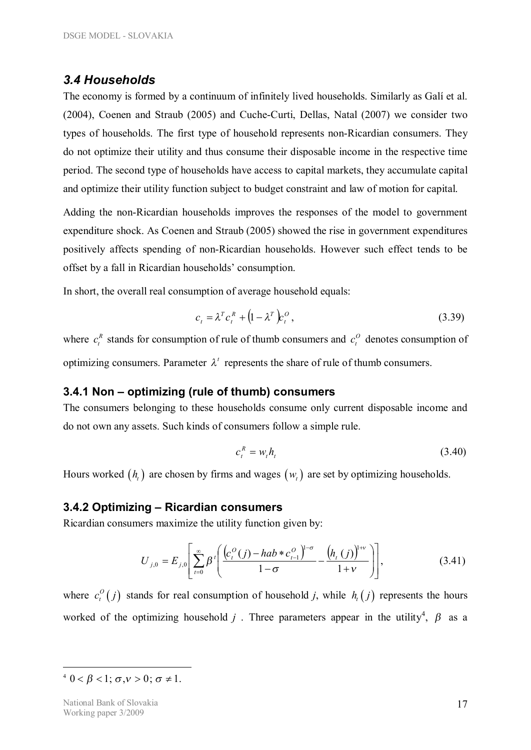## 3.4 Households

The economy is formed by a continuum of infinitely lived households. Similarly as Galí et al. (2004), Coenen and Straub (2005) and Cuche-Curti, Dellas, Natal (2007) we consider two types of households. The first type of household represents non-Ricardian consumers. They do not optimize their utility and thus consume their disposable income in the respective time period. The second type of households have access to capital markets, they accumulate capital and optimize their utility function subject to budget constraint and law of motion for capital.

Adding the non-Ricardian households improves the responses of the model to government expenditure shock. As Coenen and Straub (2005) showed the rise in government expenditures positively affects spending of non-Ricardian households. However such effect tends to be offset by a fall in Ricardian households' consumption.

In short, the overall real consumption of average household equals:

$$c_t = \lambda^T c_t^R + \left(1 - \lambda^T\right) c_t^O , \tag{3.39}$$

where $c_t^R$ stands for consumption of rule of thumb consumers and $c_t^O$ denotes consumption of optimizing consumers. Parameter $\lambda^t$ represents the share of rule of thumb consumers.

### 3.4.1 Non – optimizing (rule of thumb) consumers

The consumers belonging to these households consume only current disposable income and do not own any assets. Such kinds of consumers follow a simple rule.

$$c_t^R = w_t h_t \tag{3.40}$$

Hours worked $(h_t)$ are chosen by firms and wages $(w_t)$ are set by optimizing households.

### 3.4.2 Optimizing – Ricardian consumers

Ricardian consumers maximize the utility function given by:

$$U_{j,0} = E_{j,0}\left[\sum_{t=0}^{\infty} \beta^t \left( \frac{\left(c_t^O(j) - hab * c_{t-1}^O\right)^{1-\sigma}}{1-\sigma} - \frac{\left(h_t(j)\right)^{1+\nu}}{1+\nu} \right)\right], \tag{3.41}$$

where $c_t^O(j)$ stands for real consumption of household *j*, while $h_t(j)$ represents the hours worked of the optimizing household $j$ . Three parameters appear in the utility[4], $\beta$ as a

---

[4] $0 < \beta < 1;\ \sigma, \nu > 0;\ \sigma \neq 1.$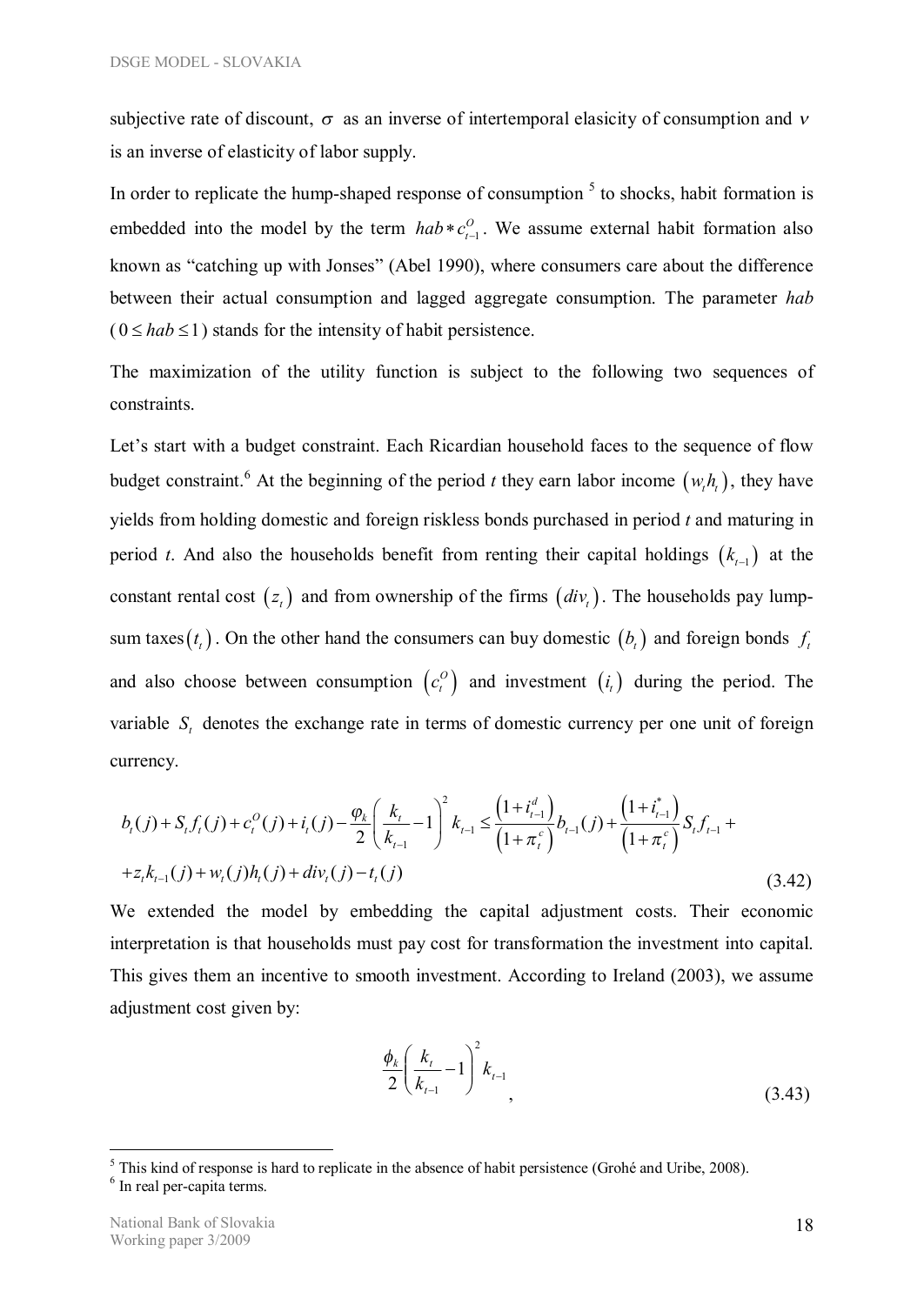subjective rate of discount, $\sigma$ as an inverse of intertemporal elasicity of consumption and $\nu$ is an inverse of elasticity of labor supply.

In order to replicate the hump-shaped response of consumption [5] to shocks, habit formation is embedded into the model by the term $hab * c_{t-1}^{O}$. We assume external habit formation also known as "catching up with Jonses" (Abel 1990), where consumers care about the difference between their actual consumption and lagged aggregate consumption. The parameter *hab* ($0 \leq hab \leq 1$) stands for the intensity of habit persistence.

The maximization of the utility function is subject to the following two sequences of constraints.

Let's start with a budget constraint. Each Ricardian household faces to the sequence of flow budget constraint.[6] At the beginning of the period *t* they earn labor income $(w_t h_t)$, they have yields from holding domestic and foreign riskless bonds purchased in period *t* and maturing in period *t*. And also the households benefit from renting their capital holdings $(k_{t-1})$ at the constant rental cost $(z_t)$ and from ownership of the firms $(div_t)$. The households pay lump-sum taxes$(t_t)$. On the other hand the consumers can buy domestic $(b_t)$ and foreign bonds $f_t$ and also choose between consumption $(c_t^O)$ and investment $(i_t)$ during the period. The variable $S_t$ denotes the exchange rate in terms of domestic currency per one unit of foreign currency.

$$b_t(j) + S_t f_t(j) + c_t^O(j) + i_t(j) - \frac{\varphi_k}{2}\left(\frac{k_t}{k_{t-1}} - 1\right)^2 k_{t-1} \leq \frac{\left(1+i_{t-1}^d\right)}{\left(1+\pi_t^c\right)} b_{t-1}(j) + \frac{\left(1+i_{t-1}^*\right)}{\left(1+\pi_t^c\right)} S_t f_{t-1} +$$
$$+ z_t k_{t-1}(j) + w_t(j) h_t(j) + div_t(j) - t_t(j) \tag{3.42}$$

We extended the model by embedding the capital adjustment costs. Their economic interpretation is that households must pay cost for transformation the investment into capital. This gives them an incentive to smooth investment. According to Ireland (2003), we assume adjustment cost given by:

$$\frac{\phi_k}{2}\left(\frac{k_t}{k_{t-1}} - 1\right)^2 k_{t-1}, \tag{3.43}$$

---

[5] This kind of response is hard to replicate in the absence of habit persistence (Grohé and Uribe, 2008).

[6] In real per-capita terms.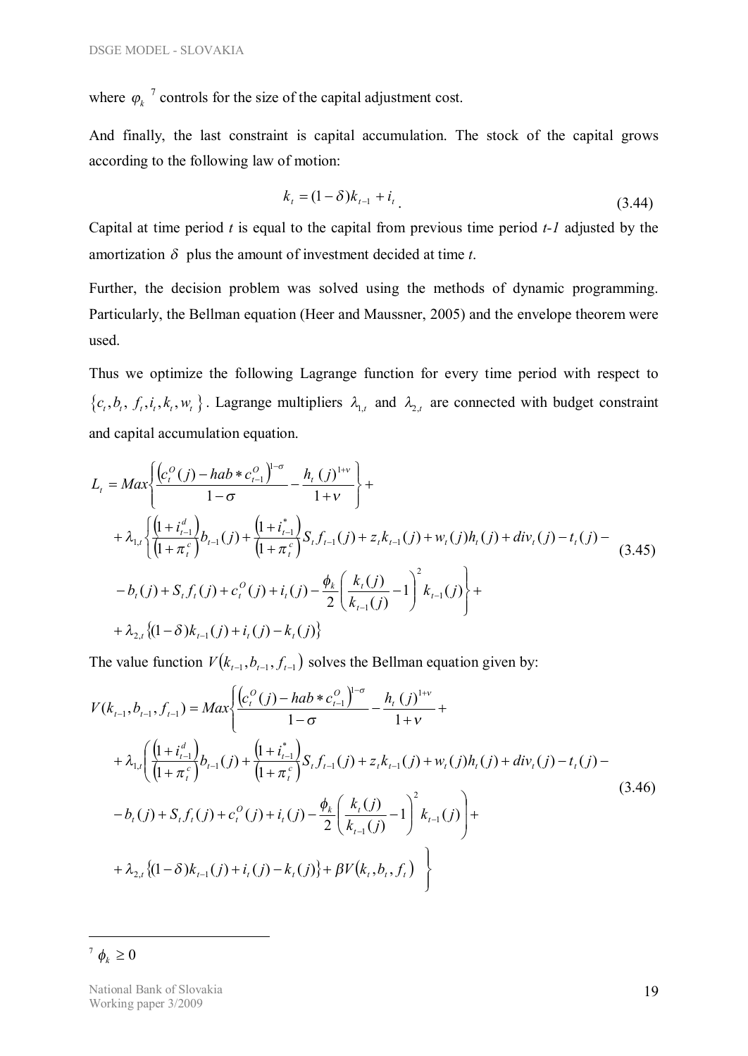where $\varphi_k$ [7] controls for the size of the capital adjustment cost.

And finally, the last constraint is capital accumulation. The stock of the capital grows according to the following law of motion:

$$k_t = (1-\delta)k_{t-1} + i_t \,. \tag{3.44}$$

Capital at time period $t$ is equal to the capital from previous time period $t\text{-}1$ adjusted by the amortization $\delta$ plus the amount of investment decided at time $t$.

Further, the decision problem was solved using the methods of dynamic programming. Particularly, the Bellman equation (Heer and Maussner, 2005) and the envelope theorem were used.

Thus we optimize the following Lagrange function for every time period with respect to $\{c_t, b_t, f_t, i_t, k_t, w_t\}$. Lagrange multipliers $\lambda_{1,t}$ and $\lambda_{2,t}$ are connected with budget constraint and capital accumulation equation.

$$
\begin{aligned}
L_t = Max&\left\{\frac{\left(c_t^O(j) - hab * c_{t-1}^O\right)^{1-\sigma}}{1-\sigma} - \frac{h_t(j)^{1+\nu}}{1+\nu}\right\} + \\
&+ \lambda_{1,t}\left\{\frac{\left(1+i_{t-1}^d\right)}{\left(1+\pi_t^c\right)}b_{t-1}(j) + \frac{\left(1+i_{t-1}^*\right)}{\left(1+\pi_t^c\right)}S_t f_{t-1}(j) + z_t k_{t-1}(j) + w_t(j)h_t(j) + div_t(j) - t_t(j) - \right. \\
&\left. - b_t(j) + S_t f_t(j) + c_t^O(j) + i_t(j) - \frac{\phi_k}{2}\left(\frac{k_t(j)}{k_{t-1}(j)} - 1\right)^2 k_{t-1}(j)\right\} + \\
&+ \lambda_{2,t}\left\{(1-\delta)k_{t-1}(j) + i_t(j) - k_t(j)\right\}
\end{aligned}
\tag{3.45}
$$

The value function $V(k_{t-1}, b_{t-1}, f_{t-1})$ solves the Bellman equation given by:

$$
\begin{aligned}
V(k_{t-1}, b_{t-1}, f_{t-1}) = Max&\left\{\frac{\left(c_t^O(j) - hab * c_{t-1}^O\right)^{1-\sigma}}{1-\sigma} - \frac{h_t(j)^{1+\nu}}{1+\nu} + \right. \\
&+ \lambda_{1,t}\left(\frac{\left(1+i_{t-1}^d\right)}{\left(1+\pi_t^c\right)}b_{t-1}(j) + \frac{\left(1+i_{t-1}^*\right)}{\left(1+\pi_t^c\right)}S_t f_{t-1}(j) + z_t k_{t-1}(j) + w_t(j)h_t(j) + div_t(j) - t_t(j) - \right. \\
&\left. - b_t(j) + S_t f_t(j) + c_t^O(j) + i_t(j) - \frac{\phi_k}{2}\left(\frac{k_t(j)}{k_{t-1}(j)} - 1\right)^2 k_{t-1}(j)\right) + \\
&\left. + \lambda_{2,t}\left\{(1-\delta)k_{t-1}(j) + i_t(j) - k_t(j)\right\} + \beta V(k_t, b_t, f_t)\right\}
\end{aligned}
\tag{3.46}
$$

---

[7] $\phi_k \geq 0$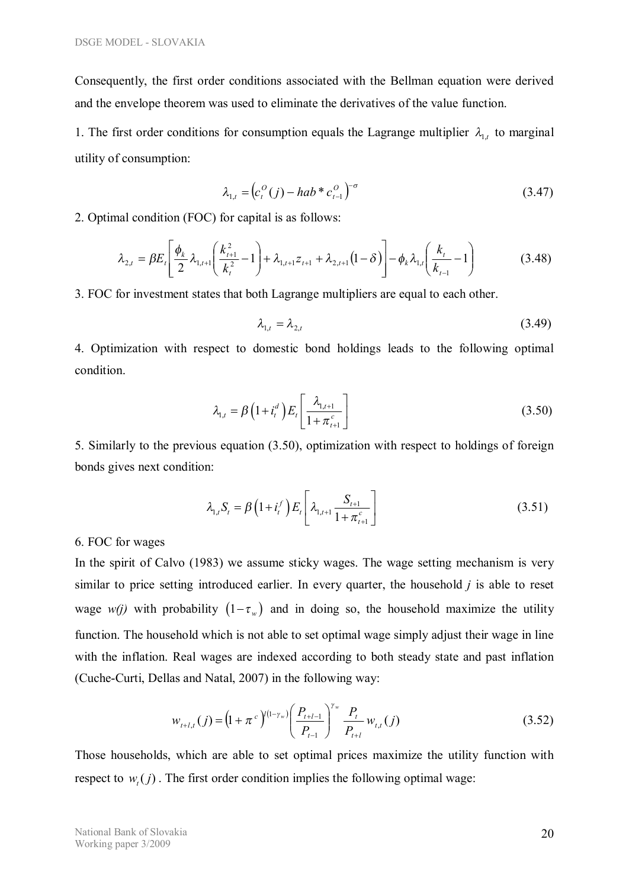Consequently, the first order conditions associated with the Bellman equation were derived and the envelope theorem was used to eliminate the derivatives of the value function.

1. The first order conditions for consumption equals the Lagrange multiplier $\lambda_{1,t}$ to marginal utility of consumption:

$$\lambda_{1,t} = \left(c_t^O(j) - hab * c_{t-1}^O\right)^{-\sigma} \tag{3.47}$$

2. Optimal condition (FOC) for capital is as follows:

$$\lambda_{2,t} = \beta E_t \left[ \frac{\phi_k}{2} \lambda_{1,t+1} \left( \frac{k_{t+1}^2}{k_t^2} - 1 \right) + \lambda_{1,t+1} z_{t+1} + \lambda_{2,t+1} (1-\delta) \right] - \phi_k \lambda_{1,t} \left( \frac{k_t}{k_{t-1}} - 1 \right) \tag{3.48}$$

3. FOC for investment states that both Lagrange multipliers are equal to each other.

$$\lambda_{1,t} = \lambda_{2,t} \tag{3.49}$$

4. Optimization with respect to domestic bond holdings leads to the following optimal condition.

$$\lambda_{1,t} = \beta \left(1 + i_t^d\right) E_t \left[ \frac{\lambda_{1,t+1}}{1 + \pi_{t+1}^c} \right] \tag{3.50}$$

5. Similarly to the previous equation (3.50), optimization with respect to holdings of foreign bonds gives next condition:

$$\lambda_{1,t} S_t = \beta \left(1 + i_t^f\right) E_t \left[ \lambda_{1,t+1} \frac{S_{t+1}}{1 + \pi_{t+1}^c} \right] \tag{3.51}$$

6. FOC for wages

In the spirit of Calvo (1983) we assume sticky wages. The wage setting mechanism is very similar to price setting introduced earlier. In every quarter, the household *j* is able to reset wage *w(j)* with probability $(1-\tau_w)$ and in doing so, the household maximize the utility function. The household which is not able to set optimal wage simply adjust their wage in line with the inflation. Real wages are indexed according to both steady state and past inflation (Cuche-Curti, Dellas and Natal, 2007) in the following way:

$$w_{t+l,t}(j) = \left(1 + \pi^c\right)^{l(1-\gamma_w)} \left( \frac{P_{t+l-1}}{P_{t-1}} \right)^{\gamma_w} \frac{P_t}{P_{t+l}} w_{t,t}(j) \tag{3.52}$$

Those households, which are able to set optimal prices maximize the utility function with respect to $w_t(j)$. The first order condition implies the following optimal wage: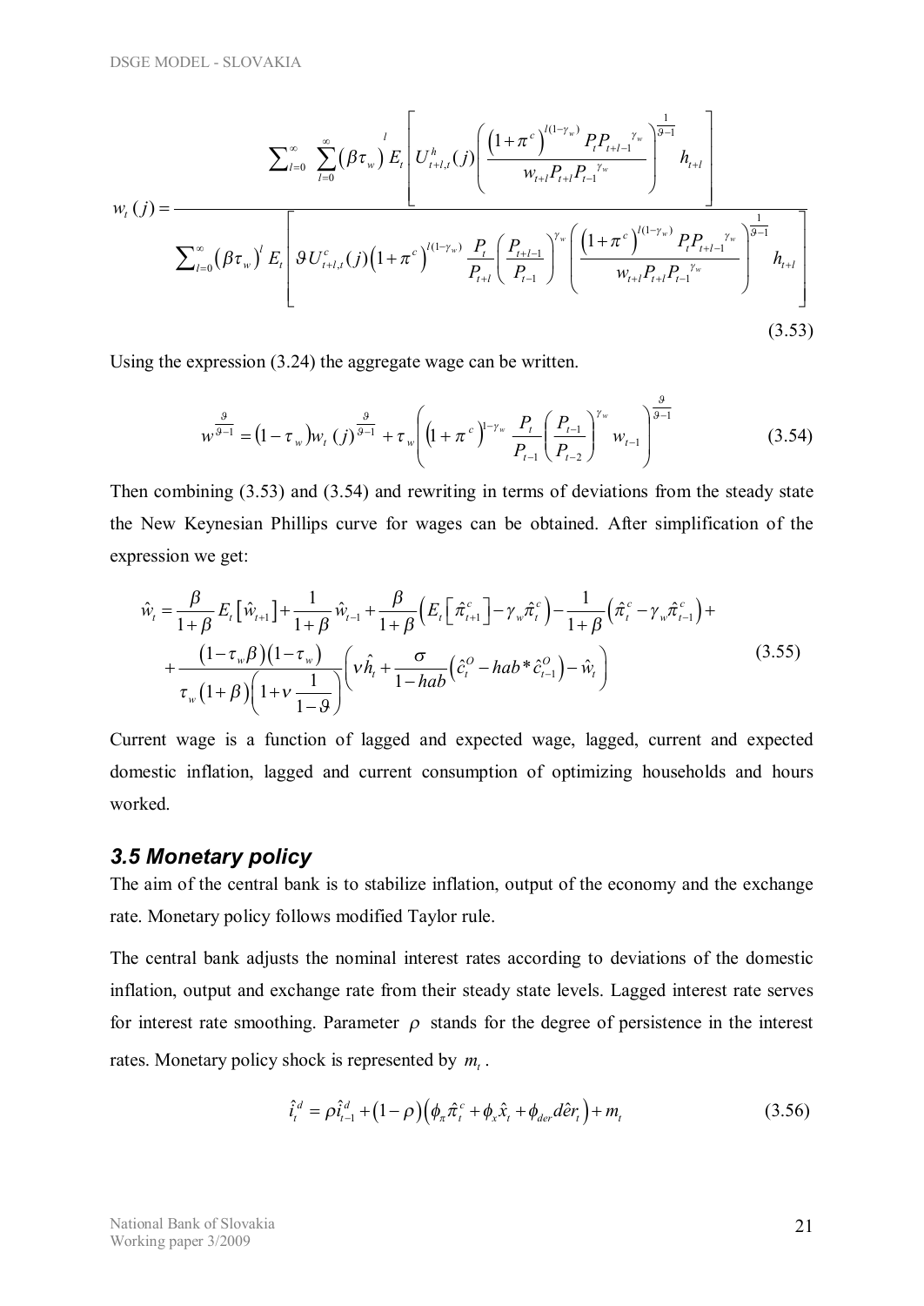$$w_t(j) = \frac{\sum_{l=0}^{\infty} \sum_{l=0}^{\infty} (\beta\tau_w)^l E_t \left[ U_{t+l,t}^h(j) \left( \frac{\left(1+\pi^c\right)^{l(1-\gamma_w)} P_t P_{t+l-1}^{\gamma_w}}{w_{t+l} P_{t+l} P_{t-1}^{\gamma_w}} \right)^{\frac{1}{\vartheta-1}} h_{t+l} \right]}{\sum_{l=0}^{\infty} (\beta\tau_w)^l E_t \left[ \vartheta U_{t+l,t}^c(j) \left(1+\pi^c\right)^{l(1-\gamma_w)} \frac{P_t}{P_{t+l}} \left( \frac{P_{t+l-1}}{P_{t-1}} \right)^{\gamma_w} \left( \frac{\left(1+\pi^c\right)^{l(1-\gamma_w)} P_t P_{t+l-1}^{\gamma_w}}{w_{t+l} P_{t+l} P_{t-1}^{\gamma_w}} \right)^{\frac{1}{\vartheta-1}} h_{t+l} \right]} \tag{3.53}$$

Using the expression (3.24) the aggregate wage can be written.

$$w^{\frac{\vartheta}{\vartheta-1}} = (1-\tau_w) w_t(j)^{\frac{\vartheta}{\vartheta-1}} + \tau_w \left( \left(1+\pi^c\right)^{1-\gamma_w} \frac{P_t}{P_{t-1}} \left( \frac{P_{t-1}}{P_{t-2}} \right)^{\gamma_w} w_{t-1} \right)^{\frac{\vartheta}{\vartheta-1}} \tag{3.54}$$

Then combining (3.53) and (3.54) and rewriting in terms of deviations from the steady state the New Keynesian Phillips curve for wages can be obtained. After simplification of the expression we get:

$$\begin{aligned}
\hat{w}_t &= \frac{\beta}{1+\beta} E_t\left[\hat{w}_{t+1}\right] + \frac{1}{1+\beta}\hat{w}_{t-1} + \frac{\beta}{1+\beta}\left(E_t\left[\hat{\pi}_{t+1}^c\right] - \gamma_w \hat{\pi}_t^c\right) - \frac{1}{1+\beta}\left(\hat{\pi}_t^c - \gamma_w \hat{\pi}_{t-1}^c\right) + \\
&+ \frac{(1-\tau_w\beta)(1-\tau_w)}{\tau_w(1+\beta)\left(1+\nu\frac{1}{1-\vartheta}\right)} \left( \nu \hat{h}_t + \frac{\sigma}{1-hab}\left(\hat{c}_t^O - hab * \hat{c}_{t-1}^O\right) - \hat{w}_t \right)
\end{aligned} \tag{3.55}$$

Current wage is a function of lagged and expected wage, lagged, current and expected domestic inflation, lagged and current consumption of optimizing households and hours worked.

### *3.5 Monetary policy*

The aim of the central bank is to stabilize inflation, output of the economy and the exchange rate. Monetary policy follows modified Taylor rule.

The central bank adjusts the nominal interest rates according to deviations of the domestic inflation, output and exchange rate from their steady state levels. Lagged interest rate serves for interest rate smoothing. Parameter $\rho$ stands for the degree of persistence in the interest rates. Monetary policy shock is represented by $m_t$.

$$\hat{i}_t^d = \rho \hat{i}_{t-1}^d + (1-\rho)\left(\phi_\pi \hat{\pi}_t^c + \phi_x \hat{x}_t + \phi_{der} d\hat{er}_t\right) + m_t \tag{3.56}$$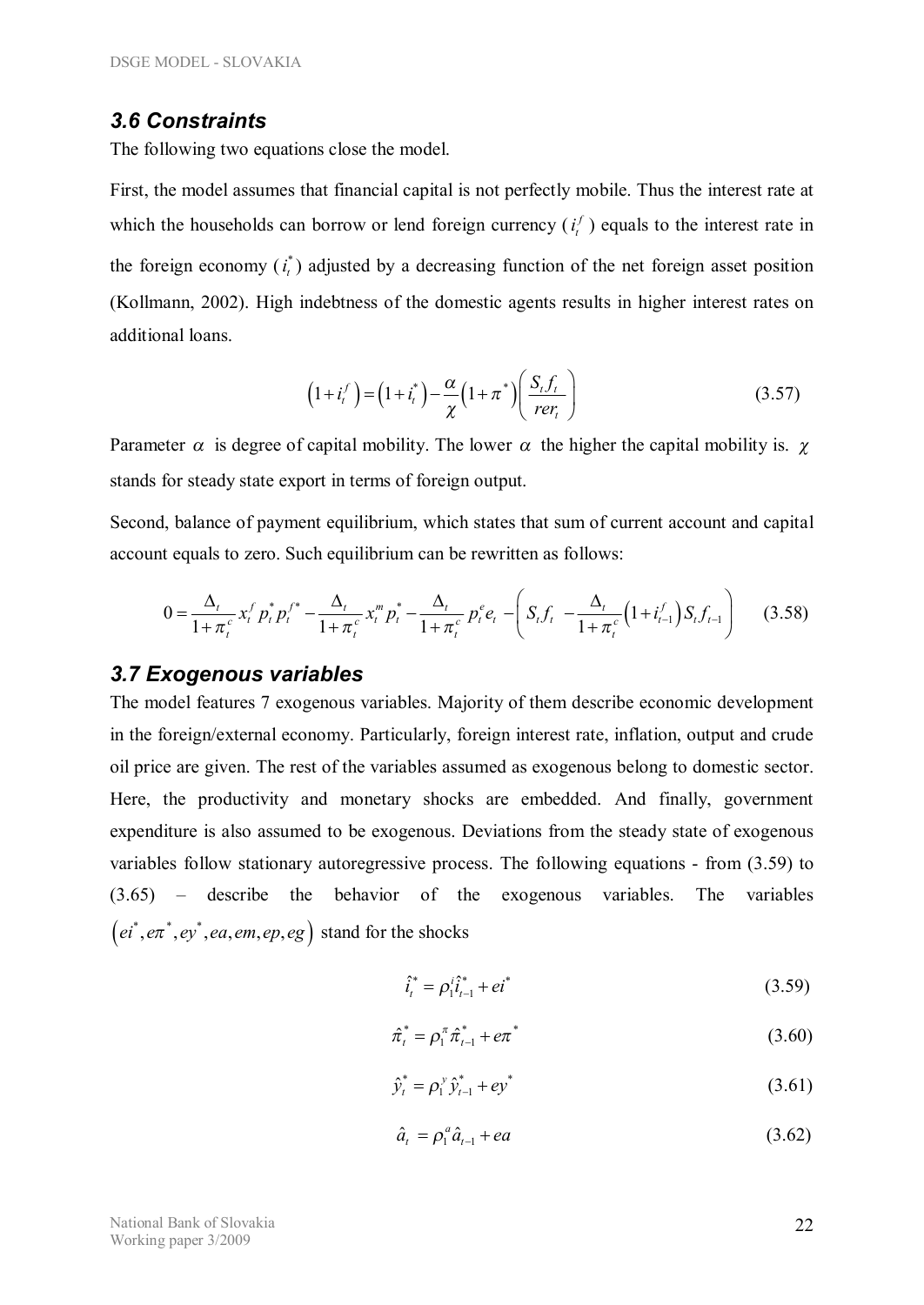### 3.6 Constraints

The following two equations close the model.

First, the model assumes that financial capital is not perfectly mobile. Thus the interest rate at which the households can borrow or lend foreign currency ($i_t^f$) equals to the interest rate in the foreign economy ($i_t^*$) adjusted by a decreasing function of the net foreign asset position (Kollmann, 2002). High indebtness of the domestic agents results in higher interest rates on additional loans.

$$\left(1+i_t^f\right)=\left(1+i_t^*\right)-\frac{\alpha}{\chi}\left(1+\pi^*\right)\left(\frac{S_t f_t}{rer_t}\right) \tag{3.57}$$

Parameter $\alpha$ is degree of capital mobility. The lower $\alpha$ the higher the capital mobility is. $\chi$ stands for steady state export in terms of foreign output.

Second, balance of payment equilibrium, which states that sum of current account and capital account equals to zero. Such equilibrium can be rewritten as follows:

$$0=\frac{\Delta_t}{1+\pi_t^c}x_t^f p_t^* p_t^{f*}-\frac{\Delta_t}{1+\pi_t^c}x_t^m p_t^*-\frac{\Delta_t}{1+\pi_t^c}p_t^e e_t-\left(S_t f_t-\frac{\Delta_t}{1+\pi_t^c}\left(1+i_{t-1}^f\right)S_t f_{t-1}\right) \tag{3.58}$$

### 3.7 Exogenous variables

The model features 7 exogenous variables. Majority of them describe economic development in the foreign/external economy. Particularly, foreign interest rate, inflation, output and crude oil price are given. The rest of the variables assumed as exogenous belong to domestic sector. Here, the productivity and monetary shocks are embedded. And finally, government expenditure is also assumed to be exogenous. Deviations from the steady state of exogenous variables follow stationary autoregressive process. The following equations - from (3.59) to (3.65) – describe the behavior of the exogenous variables. The variables $\left(ei^*, e\pi^*, ey^*, ea, em, ep, eg\right)$ stand for the shocks

$$\hat{i}_t^*=\rho_1^i \hat{i}_{t-1}^*+ei^* \tag{3.59}$$

$$\hat{\pi}_t^*=\rho_1^\pi \hat{\pi}_{t-1}^*+e\pi^* \tag{3.60}$$

$$\hat{y}_t^*=\rho_1^y \hat{y}_{t-1}^*+ey^* \tag{3.61}$$

$$\hat{a}_t=\rho_1^a \hat{a}_{t-1}+ea \tag{3.62}$$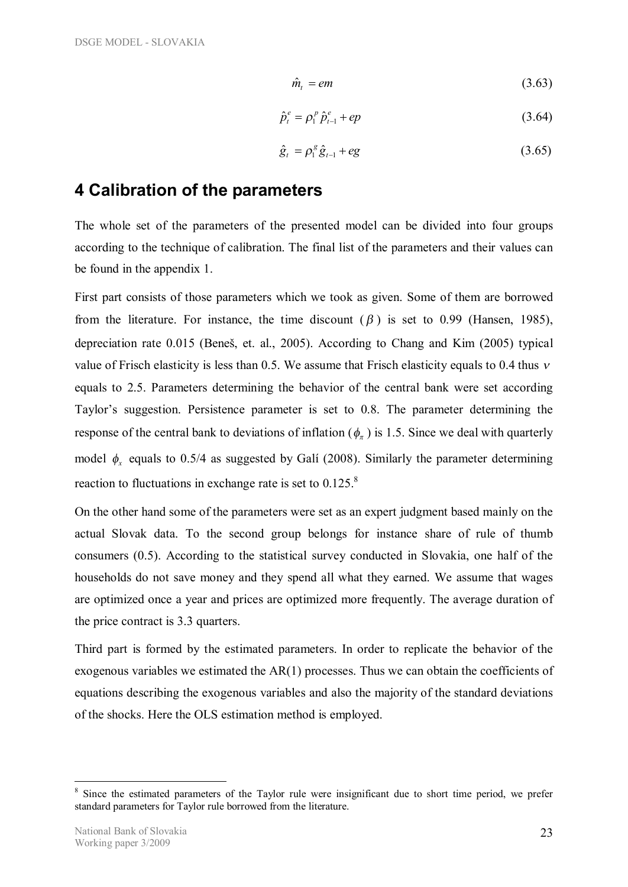$$\hat{m}_t = em \tag{3.63}$$

$$\hat{p}_t^e = \rho_1^p \hat{p}_{t-1}^e + ep \tag{3.64}$$

$$\hat{g}_t = \rho_1^g \hat{g}_{t-1} + eg \tag{3.65}$$

# 4 Calibration of the parameters

The whole set of the parameters of the presented model can be divided into four groups according to the technique of calibration. The final list of the parameters and their values can be found in the appendix 1.

First part consists of those parameters which we took as given. Some of them are borrowed from the literature. For instance, the time discount ($\beta$) is set to 0.99 (Hansen, 1985), depreciation rate 0.015 (Beneš, et. al., 2005). According to Chang and Kim (2005) typical value of Frisch elasticity is less than 0.5. We assume that Frisch elasticity equals to 0.4 thus $\nu$ equals to 2.5. Parameters determining the behavior of the central bank were set according Taylor's suggestion. Persistence parameter is set to 0.8. The parameter determining the response of the central bank to deviations of inflation ($\phi_\pi$) is 1.5. Since we deal with quarterly model $\phi_x$ equals to 0.5/4 as suggested by Galí (2008). Similarly the parameter determining reaction to fluctuations in exchange rate is set to 0.125.[8]

On the other hand some of the parameters were set as an expert judgment based mainly on the actual Slovak data. To the second group belongs for instance share of rule of thumb consumers (0.5). According to the statistical survey conducted in Slovakia, one half of the households do not save money and they spend all what they earned. We assume that wages are optimized once a year and prices are optimized more frequently. The average duration of the price contract is 3.3 quarters.

Third part is formed by the estimated parameters. In order to replicate the behavior of the exogenous variables we estimated the AR(1) processes. Thus we can obtain the coefficients of equations describing the exogenous variables and also the majority of the standard deviations of the shocks. Here the OLS estimation method is employed.

[8] Since the estimated parameters of the Taylor rule were insignificant due to short time period, we prefer standard parameters for Taylor rule borrowed from the literature.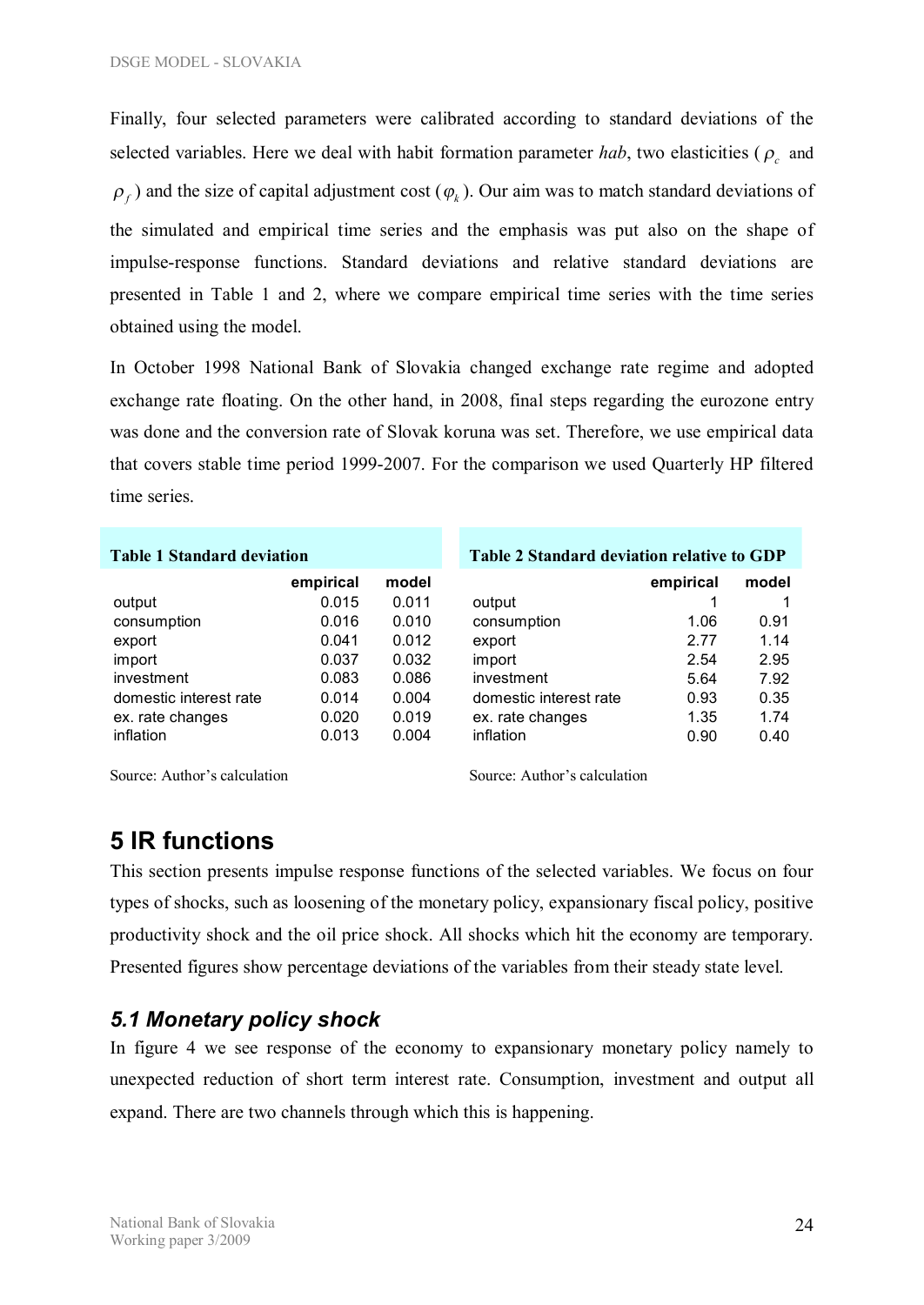Finally, four selected parameters were calibrated according to standard deviations of the selected variables. Here we deal with habit formation parameter *hab*, two elasticities ( $\rho_c$ and $\rho_f$ ) and the size of capital adjustment cost ($\varphi_k$ ). Our aim was to match standard deviations of the simulated and empirical time series and the emphasis was put also on the shape of impulse-response functions. Standard deviations and relative standard deviations are presented in Table 1 and 2, where we compare empirical time series with the time series obtained using the model.

In October 1998 National Bank of Slovakia changed exchange rate regime and adopted exchange rate floating. On the other hand, in 2008, final steps regarding the eurozone entry was done and the conversion rate of Slovak koruna was set. Therefore, we use empirical data that covers stable time period 1999-2007. For the comparison we used Quarterly HP filtered time series.

**Table 1 Standard deviation**

| | empirical | model |
|---|---|---|
| output | 0.015 | 0.011 |
| consumption | 0.016 | 0.010 |
| export | 0.041 | 0.012 |
| import | 0.037 | 0.032 |
| investment | 0.083 | 0.086 |
| domestic interest rate | 0.014 | 0.004 |
| ex. rate changes | 0.020 | 0.019 |
| inflation | 0.013 | 0.004 |

Source: Author's calculation

**Table 2 Standard deviation relative to GDP**

| | empirical | model |
|---|---|---|
| output | 1 | 1 |
| consumption | 1.06 | 0.91 |
| export | 2.77 | 1.14 |
| import | 2.54 | 2.95 |
| investment | 5.64 | 7.92 |
| domestic interest rate | 0.93 | 0.35 |
| ex. rate changes | 1.35 | 1.74 |
| inflation | 0.90 | 0.40 |

Source: Author's calculation

# 5 IR functions

This section presents impulse response functions of the selected variables. We focus on four types of shocks, such as loosening of the monetary policy, expansionary fiscal policy, positive productivity shock and the oil price shock. All shocks which hit the economy are temporary. Presented figures show percentage deviations of the variables from their steady state level.

## *5.1 Monetary policy shock*

In figure 4 we see response of the economy to expansionary monetary policy namely to unexpected reduction of short term interest rate. Consumption, investment and output all expand. There are two channels through which this is happening.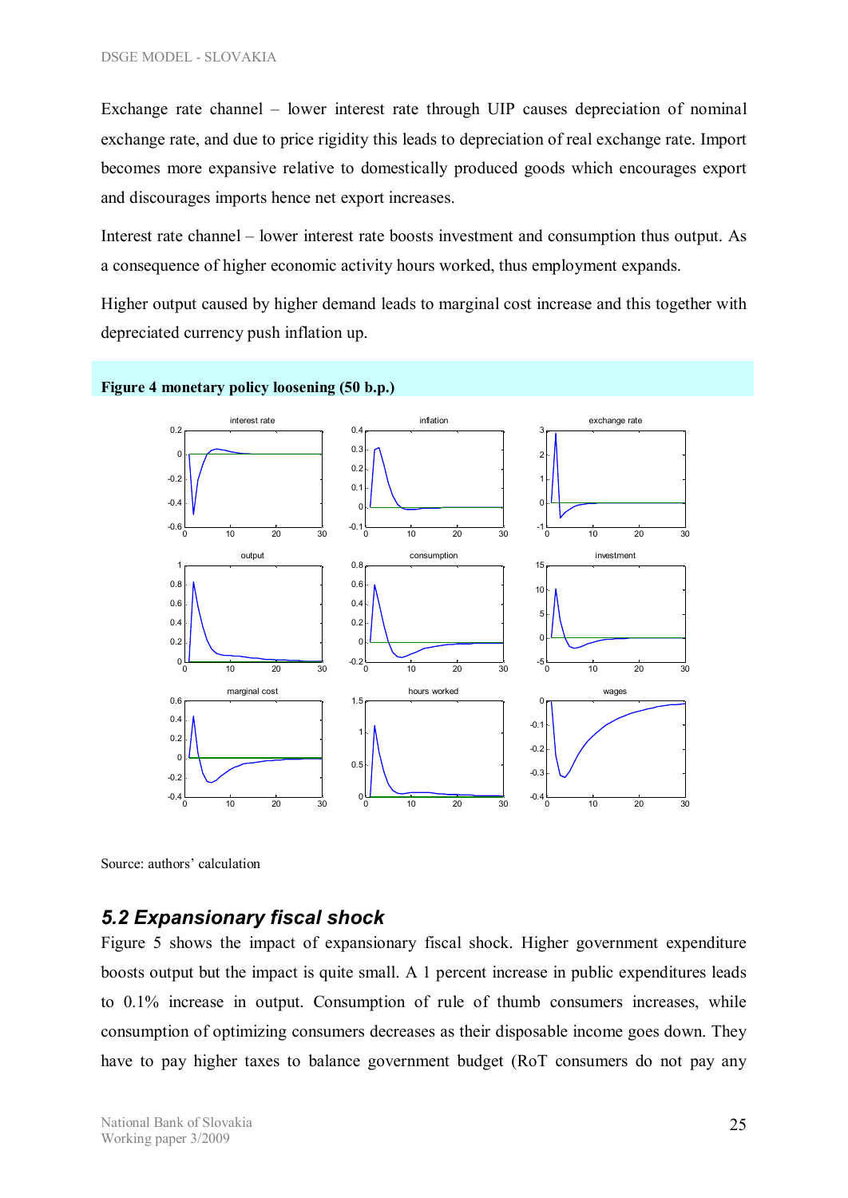Exchange rate channel – lower interest rate through UIP causes depreciation of nominal exchange rate, and due to price rigidity this leads to depreciation of real exchange rate. Import becomes more expansive relative to domestically produced goods which encourages export and discourages imports hence net export increases.

Interest rate channel – lower interest rate boosts investment and consumption thus output. As a consequence of higher economic activity hours worked, thus employment expands.

Higher output caused by higher demand leads to marginal cost increase and this together with depreciated currency push inflation up.

**Figure 4 monetary policy loosening (50 b.p.)**

Source: authors' calculation

## *5.2 Expansionary fiscal shock*

Figure 5 shows the impact of expansionary fiscal shock. Higher government expenditure boosts output but the impact is quite small. A 1 percent increase in public expenditures leads to 0.1% increase in output. Consumption of rule of thumb consumers increases, while consumption of optimizing consumers decreases as their disposable income goes down. They have to pay higher taxes to balance government budget (RoT consumers do not pay any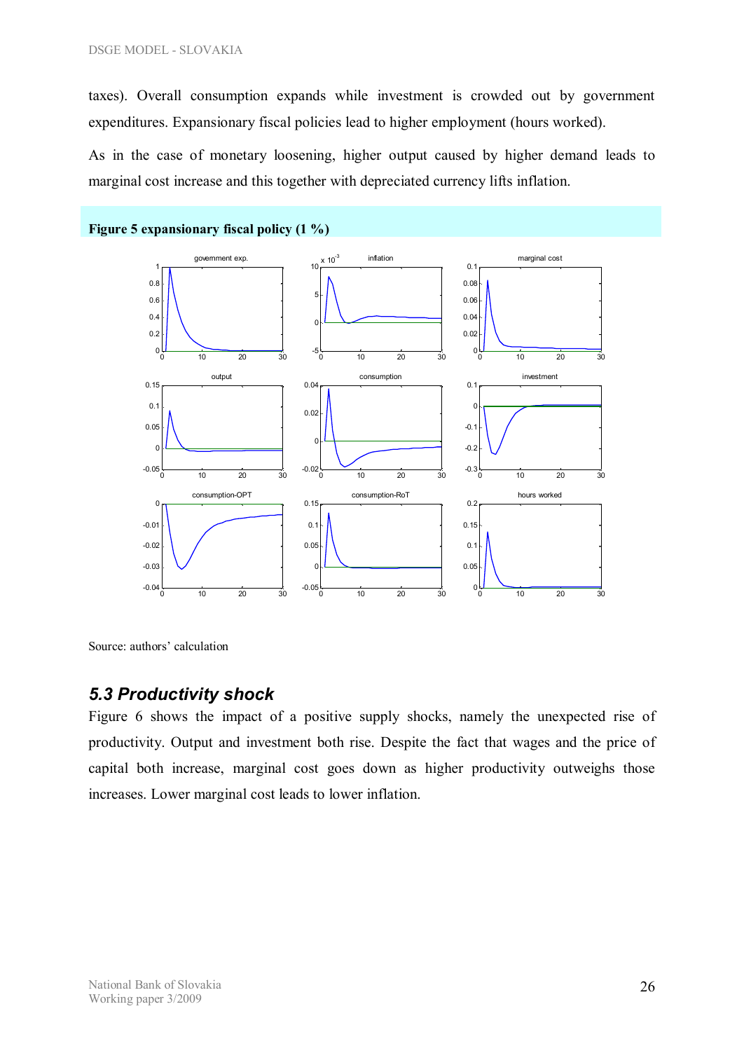taxes). Overall consumption expands while investment is crowded out by government expenditures. Expansionary fiscal policies lead to higher employment (hours worked).

As in the case of monetary loosening, higher output caused by higher demand leads to marginal cost increase and this together with depreciated currency lifts inflation.

**Figure 5 expansionary fiscal policy (1 %)**

Source: authors' calculation

### *5.3 Productivity shock*

Figure 6 shows the impact of a positive supply shocks, namely the unexpected rise of productivity. Output and investment both rise. Despite the fact that wages and the price of capital both increase, marginal cost goes down as higher productivity outweighs those increases. Lower marginal cost leads to lower inflation.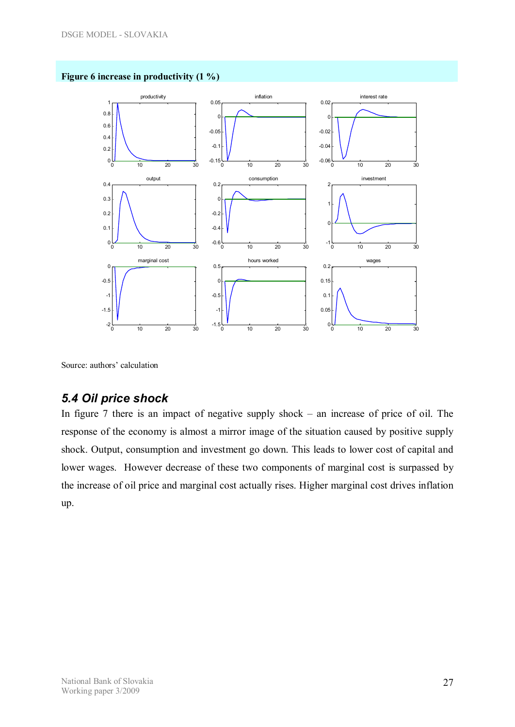**Figure 6 increase in productivity (1 %)**

Source: authors' calculation

### *5.4 Oil price shock*

In figure 7 there is an impact of negative supply shock – an increase of price of oil. The response of the economy is almost a mirror image of the situation caused by positive supply shock. Output, consumption and investment go down. This leads to lower cost of capital and lower wages. However decrease of these two components of marginal cost is surpassed by the increase of oil price and marginal cost actually rises. Higher marginal cost drives inflation up.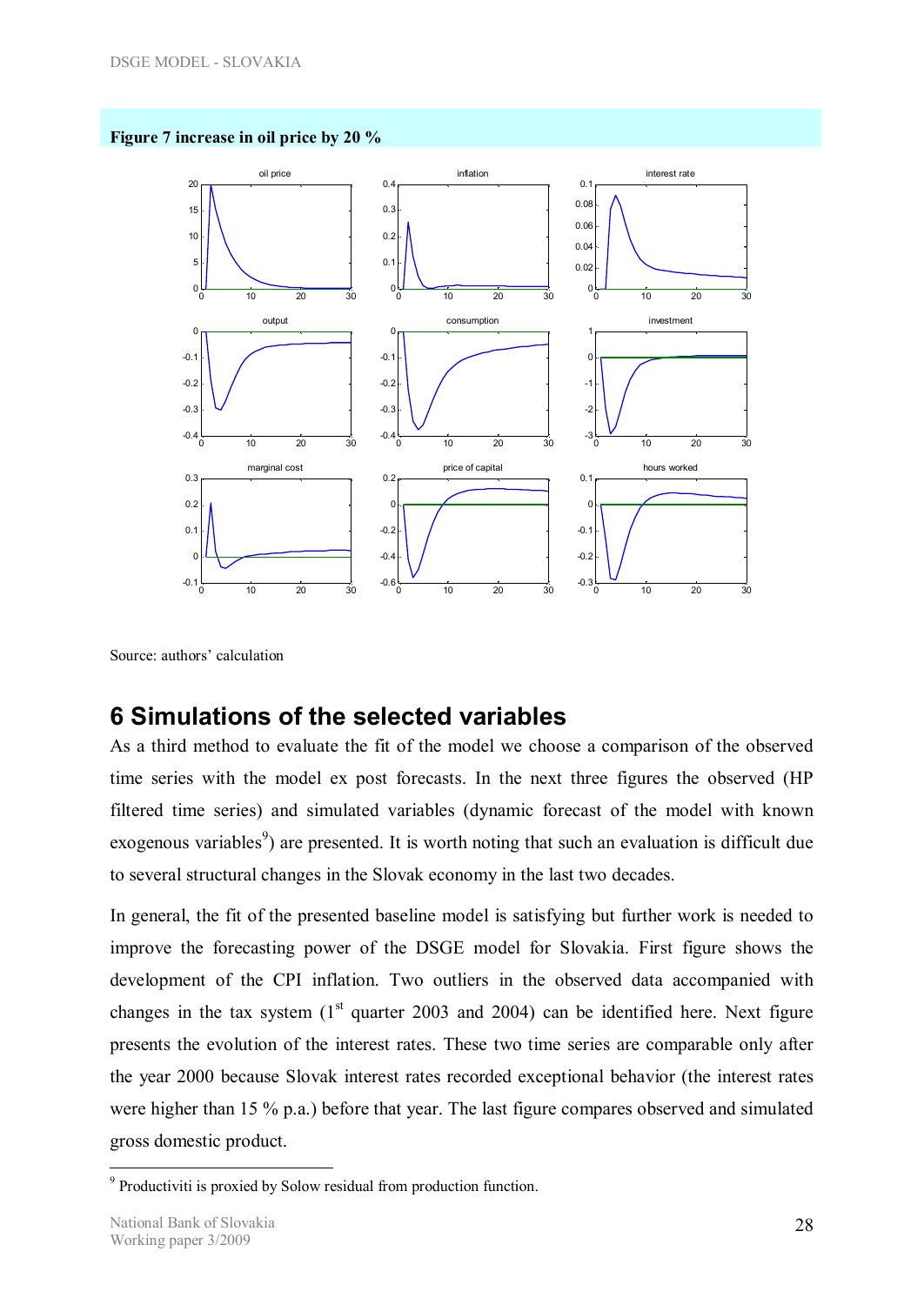**Figure 7 increase in oil price by 20 %**

Source: authors' calculation

# 6 Simulations of the selected variables

As a third method to evaluate the fit of the model we choose a comparison of the observed time series with the model ex post forecasts. In the next three figures the observed (HP filtered time series) and simulated variables (dynamic forecast of the model with known exogenous variables[9]) are presented. It is worth noting that such an evaluation is difficult due to several structural changes in the Slovak economy in the last two decades.

In general, the fit of the presented baseline model is satisfying but further work is needed to improve the forecasting power of the DSGE model for Slovakia. First figure shows the development of the CPI inflation. Two outliers in the observed data accompanied with changes in the tax system (1[st] quarter 2003 and 2004) can be identified here. Next figure presents the evolution of the interest rates. These two time series are comparable only after the year 2000 because Slovak interest rates recorded exceptional behavior (the interest rates were higher than 15 % p.a.) before that year. The last figure compares observed and simulated gross domestic product.

[9] Productiviti is proxied by Solow residual from production function.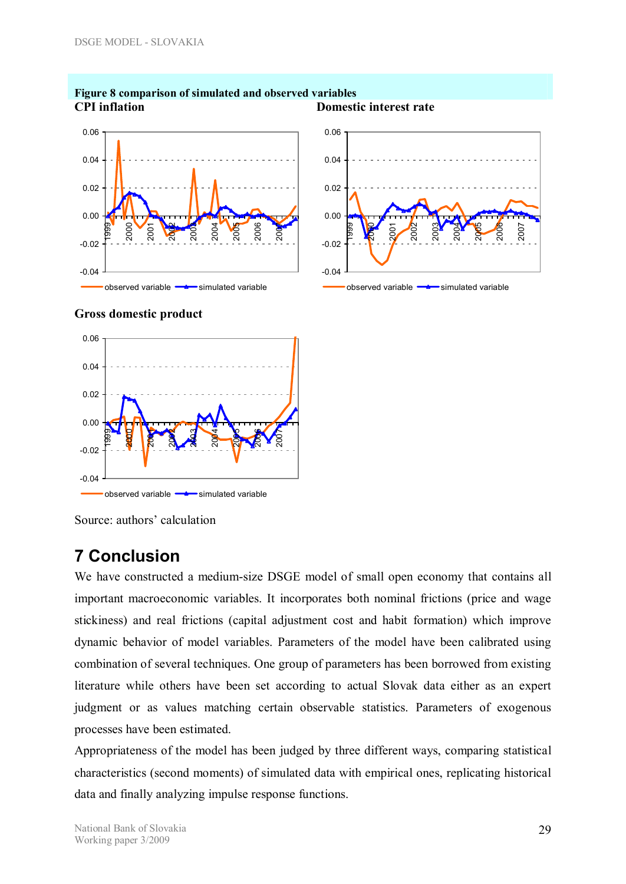**Figure 8 comparison of simulated and observed variables**

**CPI inflation**

**Domestic interest rate**

**Gross domestic product**

Source: authors' calculation

# 7 Conclusion

We have constructed a medium-size DSGE model of small open economy that contains all important macroeconomic variables. It incorporates both nominal frictions (price and wage stickiness) and real frictions (capital adjustment cost and habit formation) which improve dynamic behavior of model variables. Parameters of the model have been calibrated using combination of several techniques. One group of parameters has been borrowed from existing literature while others have been set according to actual Slovak data either as an expert judgment or as values matching certain observable statistics. Parameters of exogenous processes have been estimated.

Appropriateness of the model has been judged by three different ways, comparing statistical characteristics (second moments) of simulated data with empirical ones, replicating historical data and finally analyzing impulse response functions.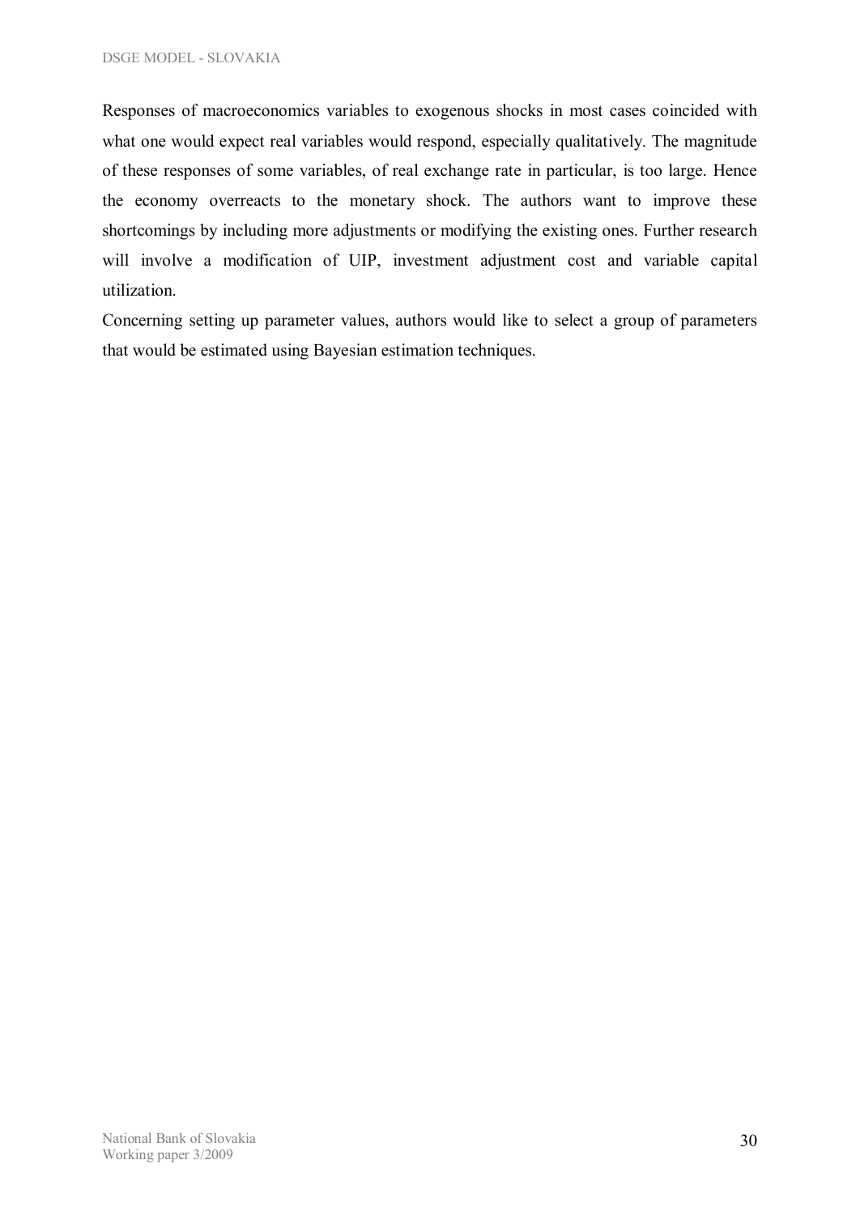Responses of macroeconomics variables to exogenous shocks in most cases coincided with what one would expect real variables would respond, especially qualitatively. The magnitude of these responses of some variables, of real exchange rate in particular, is too large. Hence the economy overreacts to the monetary shock. The authors want to improve these shortcomings by including more adjustments or modifying the existing ones. Further research will involve a modification of UIP, investment adjustment cost and variable capital utilization.

Concerning setting up parameter values, authors would like to select a group of parameters that would be estimated using Bayesian estimation techniques.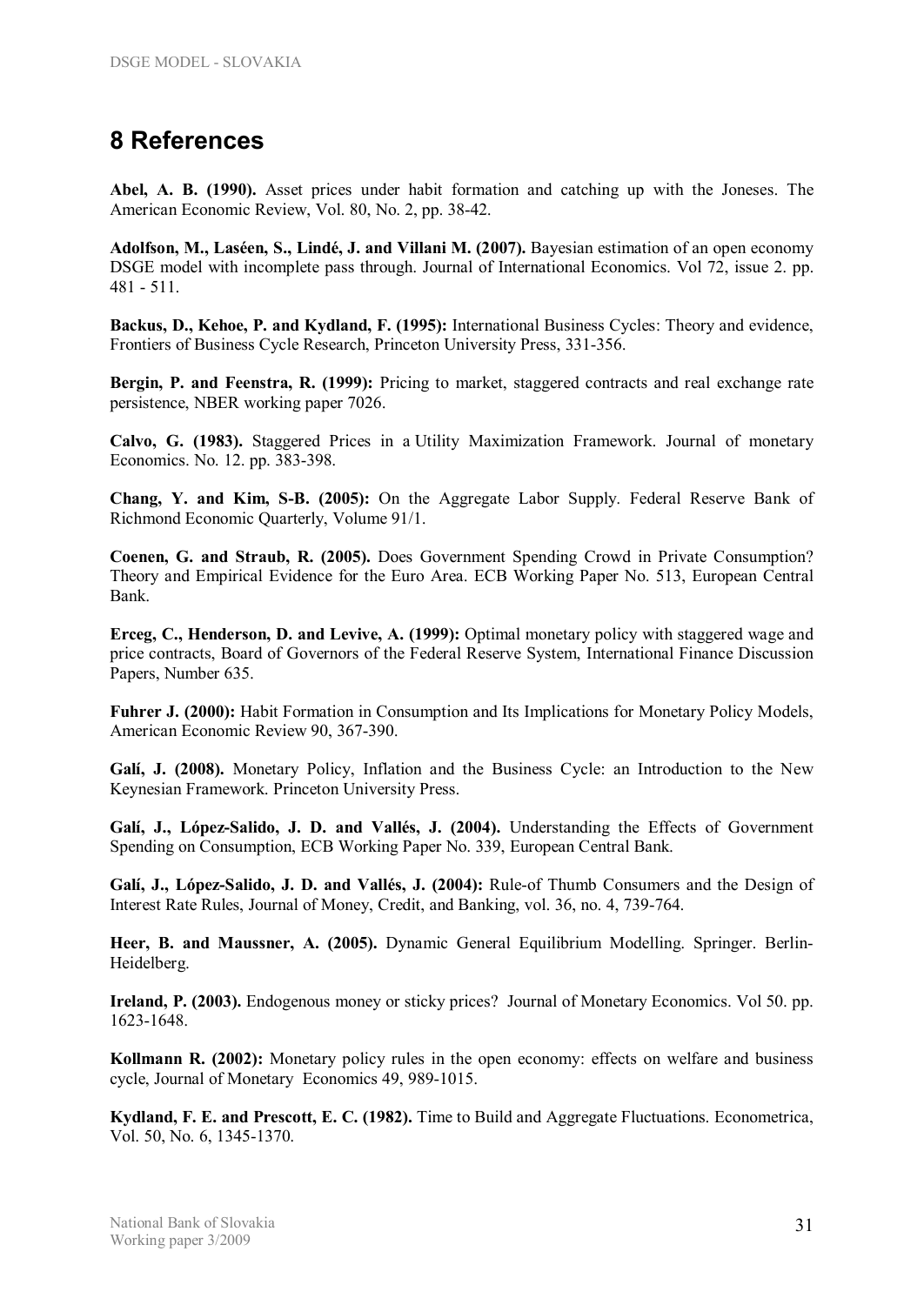# 8 References

**Abel, A. B. (1990).** Asset prices under habit formation and catching up with the Joneses. The American Economic Review, Vol. 80, No. 2, pp. 38-42.

**Adolfson, M., Laséen, S., Lindé, J. and Villani M. (2007).** Bayesian estimation of an open economy DSGE model with incomplete pass through. Journal of International Economics. Vol 72, issue 2. pp. 481 - 511.

**Backus, D., Kehoe, P. and Kydland, F. (1995):** International Business Cycles: Theory and evidence, Frontiers of Business Cycle Research, Princeton University Press, 331-356.

**Bergin, P. and Feenstra, R. (1999):** Pricing to market, staggered contracts and real exchange rate persistence, NBER working paper 7026.

**Calvo, G. (1983).** Staggered Prices in a Utility Maximization Framework. Journal of monetary Economics. No. 12. pp. 383-398.

**Chang, Y. and Kim, S-B. (2005):** On the Aggregate Labor Supply. Federal Reserve Bank of Richmond Economic Quarterly, Volume 91/1.

**Coenen, G. and Straub, R. (2005).** Does Government Spending Crowd in Private Consumption? Theory and Empirical Evidence for the Euro Area. ECB Working Paper No. 513, European Central Bank.

**Erceg, C., Henderson, D. and Levive, A. (1999):** Optimal monetary policy with staggered wage and price contracts, Board of Governors of the Federal Reserve System, International Finance Discussion Papers, Number 635.

**Fuhrer J. (2000):** Habit Formation in Consumption and Its Implications for Monetary Policy Models, American Economic Review 90, 367-390.

**Galí, J. (2008).** Monetary Policy, Inflation and the Business Cycle: an Introduction to the New Keynesian Framework. Princeton University Press.

**Galí, J., López-Salido, J. D. and Vallés, J. (2004).** Understanding the Effects of Government Spending on Consumption, ECB Working Paper No. 339, European Central Bank.

**Galí, J., López-Salido, J. D. and Vallés, J. (2004):** Rule-of Thumb Consumers and the Design of Interest Rate Rules, Journal of Money, Credit, and Banking, vol. 36, no. 4, 739-764.

**Heer, B. and Maussner, A. (2005).** Dynamic General Equilibrium Modelling. Springer. Berlin-Heidelberg.

**Ireland, P. (2003).** Endogenous money or sticky prices? Journal of Monetary Economics. Vol 50. pp. 1623-1648.

**Kollmann R. (2002):** Monetary policy rules in the open economy: effects on welfare and business cycle, Journal of Monetary Economics 49, 989-1015.

**Kydland, F. E. and Prescott, E. C. (1982).** Time to Build and Aggregate Fluctuations. Econometrica, Vol. 50, No. 6, 1345-1370.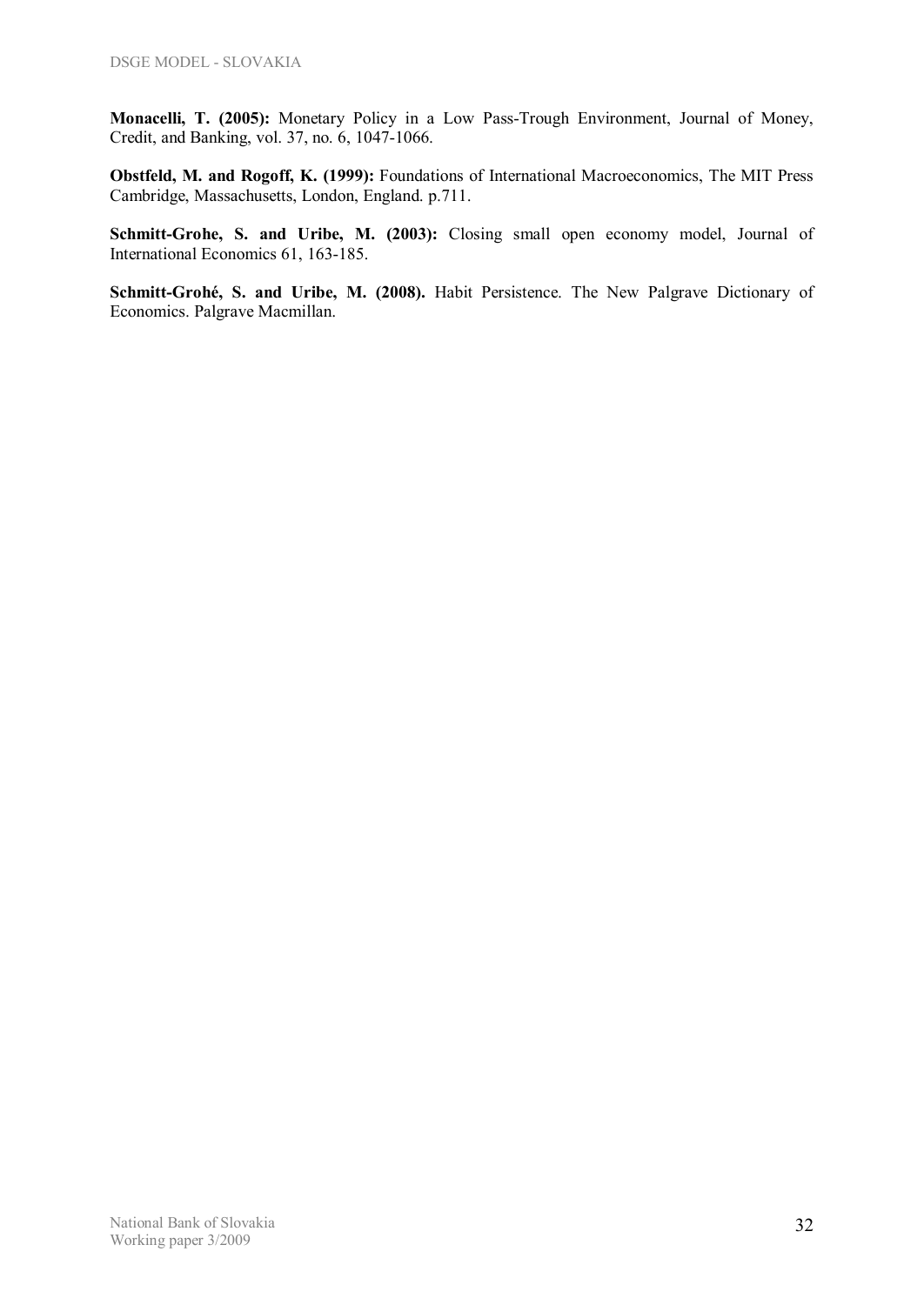**Monacelli, T. (2005):** Monetary Policy in a Low Pass-Trough Environment, Journal of Money, Credit, and Banking, vol. 37, no. 6, 1047-1066.

**Obstfeld, M. and Rogoff, K. (1999):** Foundations of International Macroeconomics, The MIT Press Cambridge, Massachusetts, London, England. p.711.

**Schmitt-Grohe, S. and Uribe, M. (2003):** Closing small open economy model, Journal of International Economics 61, 163-185.

**Schmitt-Grohé, S. and Uribe, M. (2008).** Habit Persistence. The New Palgrave Dictionary of Economics. Palgrave Macmillan.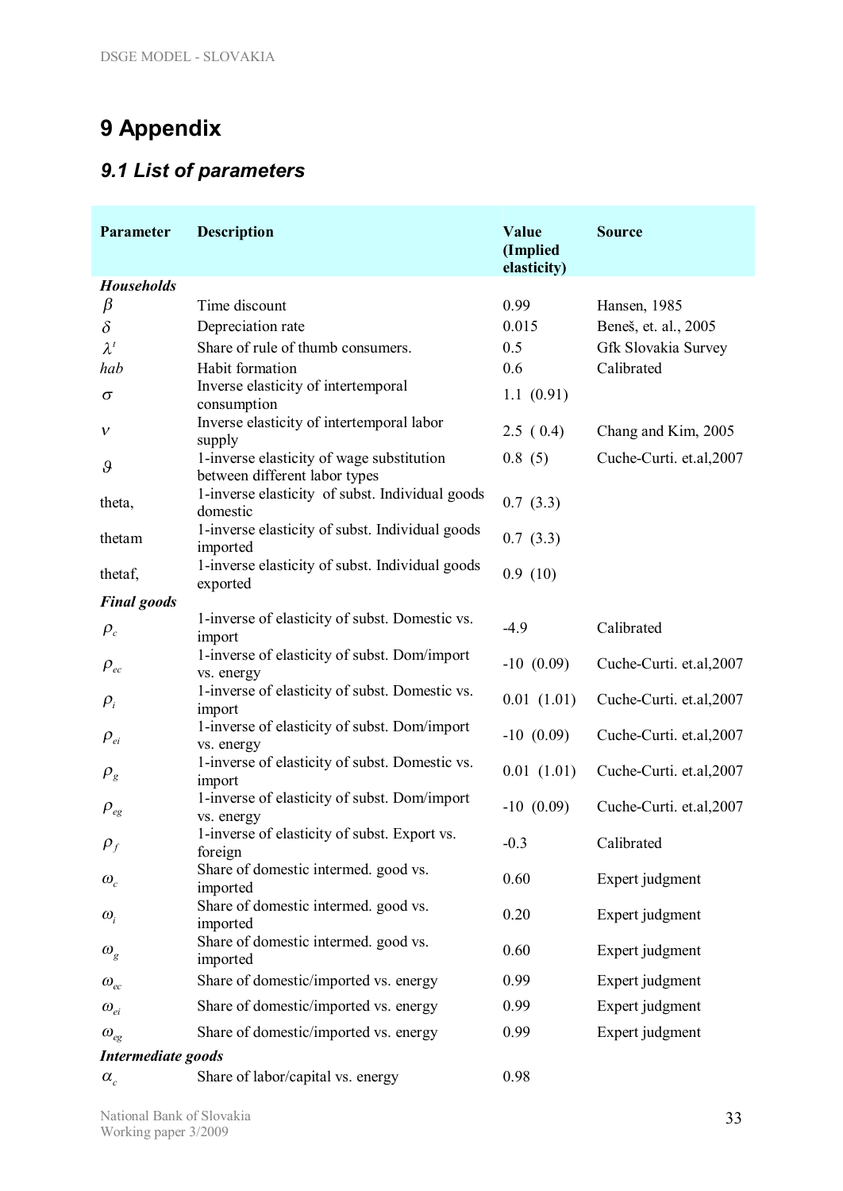# 9 Appendix

## 9.1 List of parameters

| Parameter | Description | Value (Implied elasticity) | Source |
|---|---|---|---|
| ***Households*** | | | |
| $\beta$ | Time discount | 0.99 | Hansen, 1985 |
| $\delta$ | Depreciation rate | 0.015 | Beneš, et. al., 2005 |
| $\lambda^t$ | Share of rule of thumb consumers. | 0.5 | Gfk Slovakia Survey |
| *hab* | Habit formation | 0.6 | Calibrated |
| $\sigma$ | Inverse elasticity of intertemporal consumption | 1.1 (0.91) | |
| $\nu$ | Inverse elasticity of intertemporal labor supply | 2.5 ( 0.4) | Chang and Kim, 2005 |
| $\vartheta$ | 1-inverse elasticity of wage substitution between different labor types | 0.8 (5) | Cuche-Curti. et.al,2007 |
| theta, | 1-inverse elasticity of subst. Individual goods domestic | 0.7 (3.3) | |
| thetam | 1-inverse elasticity of subst. Individual goods imported | 0.7 (3.3) | |
| thetaf, | 1-inverse elasticity of subst. Individual goods exported | 0.9 (10) | |
| ***Final goods*** | | | |
| $\rho_c$ | 1-inverse of elasticity of subst. Domestic vs. import | -4.9 | Calibrated |
| $\rho_{ec}$ | 1-inverse of elasticity of subst. Dom/import vs. energy | -10 (0.09) | Cuche-Curti. et.al,2007 |
| $\rho_i$ | 1-inverse of elasticity of subst. Domestic vs. import | 0.01 (1.01) | Cuche-Curti. et.al,2007 |
| $\rho_{ei}$ | 1-inverse of elasticity of subst. Dom/import vs. energy | -10 (0.09) | Cuche-Curti. et.al,2007 |
| $\rho_g$ | 1-inverse of elasticity of subst. Domestic vs. import | 0.01 (1.01) | Cuche-Curti. et.al,2007 |
| $\rho_{eg}$ | 1-inverse of elasticity of subst. Dom/import vs. energy | -10 (0.09) | Cuche-Curti. et.al,2007 |
| $\rho_f$ | 1-inverse of elasticity of subst. Export vs. foreign | -0.3 | Calibrated |
| $\omega_c$ | Share of domestic intermed. good vs. imported | 0.60 | Expert judgment |
| $\omega_i$ | Share of domestic intermed. good vs. imported | 0.20 | Expert judgment |
| $\omega_g$ | Share of domestic intermed. good vs. imported | 0.60 | Expert judgment |
| $\omega_{ec}$ | Share of domestic/imported vs. energy | 0.99 | Expert judgment |
| $\omega_{ei}$ | Share of domestic/imported vs. energy | 0.99 | Expert judgment |
| $\omega_{eg}$ | Share of domestic/imported vs. energy | 0.99 | Expert judgment |
| ***Intermediate goods*** | | | |
| $\alpha_c$ | Share of labor/capital vs. energy | 0.98 | |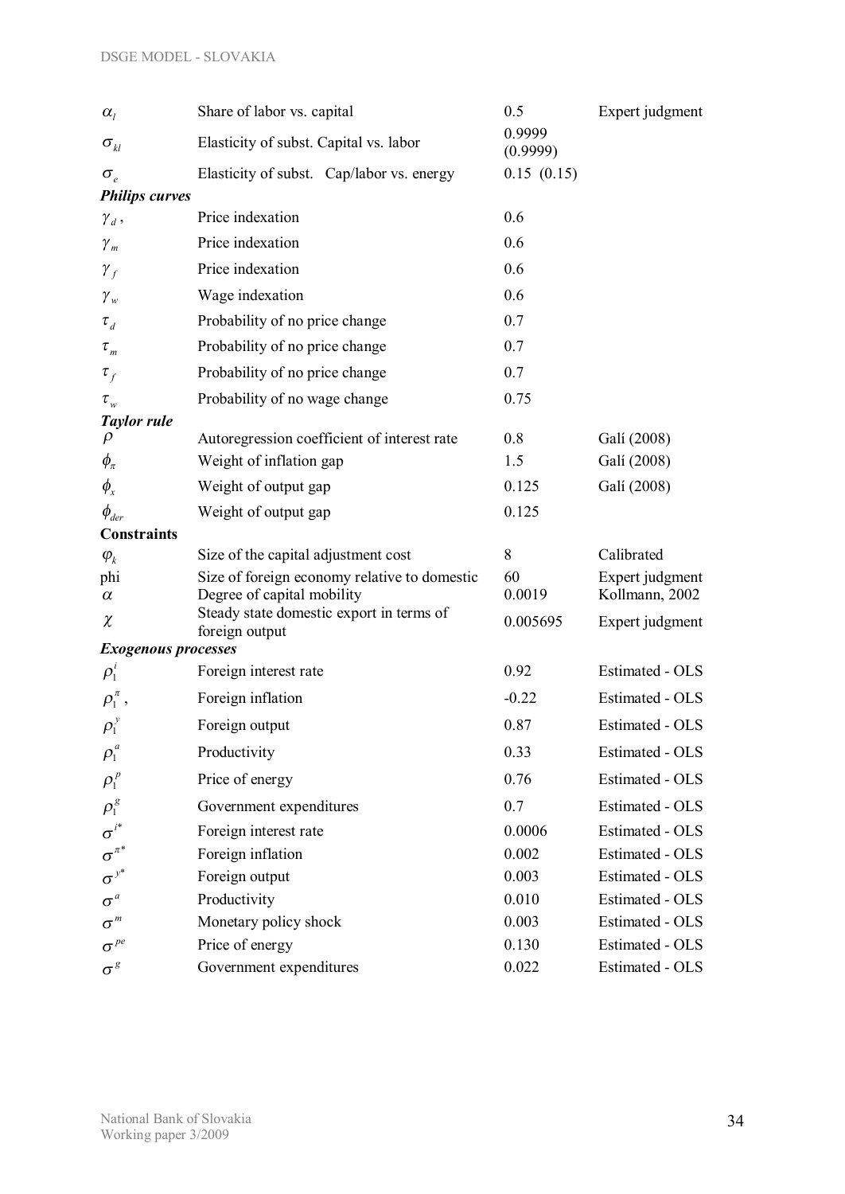| | | | |
|---|---|---|---|
| $\alpha_l$ | Share of labor vs. capital | 0.5 | Expert judgment |
| $\sigma_{kl}$ | Elasticity of subst. Capital vs. labor | 0.9999 (0.9999) | |
| $\sigma_e$ | Elasticity of subst. Cap/labor vs. energy | 0.15 (0.15) | |
| ***Philips curves*** | | | |
| $\gamma_d$, | Price indexation | 0.6 | |
| $\gamma_m$ | Price indexation | 0.6 | |
| $\gamma_f$ | Price indexation | 0.6 | |
| $\gamma_w$ | Wage indexation | 0.6 | |
| $\tau_d$ | Probability of no price change | 0.7 | |
| $\tau_m$ | Probability of no price change | 0.7 | |
| $\tau_f$ | Probability of no price change | 0.7 | |
| $\tau_w$ | Probability of no wage change | 0.75 | |
| ***Taylor rule*** | | | |
| $\rho$ | Autoregression coefficient of interest rate | 0.8 | Galí (2008) |
| $\phi_\pi$ | Weight of inflation gap | 1.5 | Galí (2008) |
| $\phi_x$ | Weight of output gap | 0.125 | Galí (2008) |
| $\phi_{der}$ | Weight of output gap | 0.125 | |
| **Constraints** | | | |
| $\varphi_k$ | Size of the capital adjustment cost | 8 | Calibrated |
| phi | Size of foreign economy relative to domestic | 60 | Expert judgment |
| $\alpha$ | Degree of capital mobility | 0.0019 | Kollmann, 2002 |
| $\chi$ | Steady state domestic export in terms of foreign output | 0.005695 | Expert judgment |
| ***Exogenous processes*** | | | |
| $\rho_1^i$ | Foreign interest rate | 0.92 | Estimated - OLS |
| $\rho_1^\pi$, | Foreign inflation | -0.22 | Estimated - OLS |
| $\rho_1^y$ | Foreign output | 0.87 | Estimated - OLS |
| $\rho_1^a$ | Productivity | 0.33 | Estimated - OLS |
| $\rho_1^p$ | Price of energy | 0.76 | Estimated - OLS |
| $\rho_1^g$ | Government expenditures | 0.7 | Estimated - OLS |
| $\sigma^{i*}$ | Foreign interest rate | 0.0006 | Estimated - OLS |
| $\sigma^{\pi*}$ | Foreign inflation | 0.002 | Estimated - OLS |
| $\sigma^{y*}$ | Foreign output | 0.003 | Estimated - OLS |
| $\sigma^a$ | Productivity | 0.010 | Estimated - OLS |
| $\sigma^m$ | Monetary policy shock | 0.003 | Estimated - OLS |
| $\sigma^{pe}$ | Price of energy | 0.130 | Estimated - OLS |
| $\sigma^g$ | Government expenditures | 0.022 | Estimated - OLS |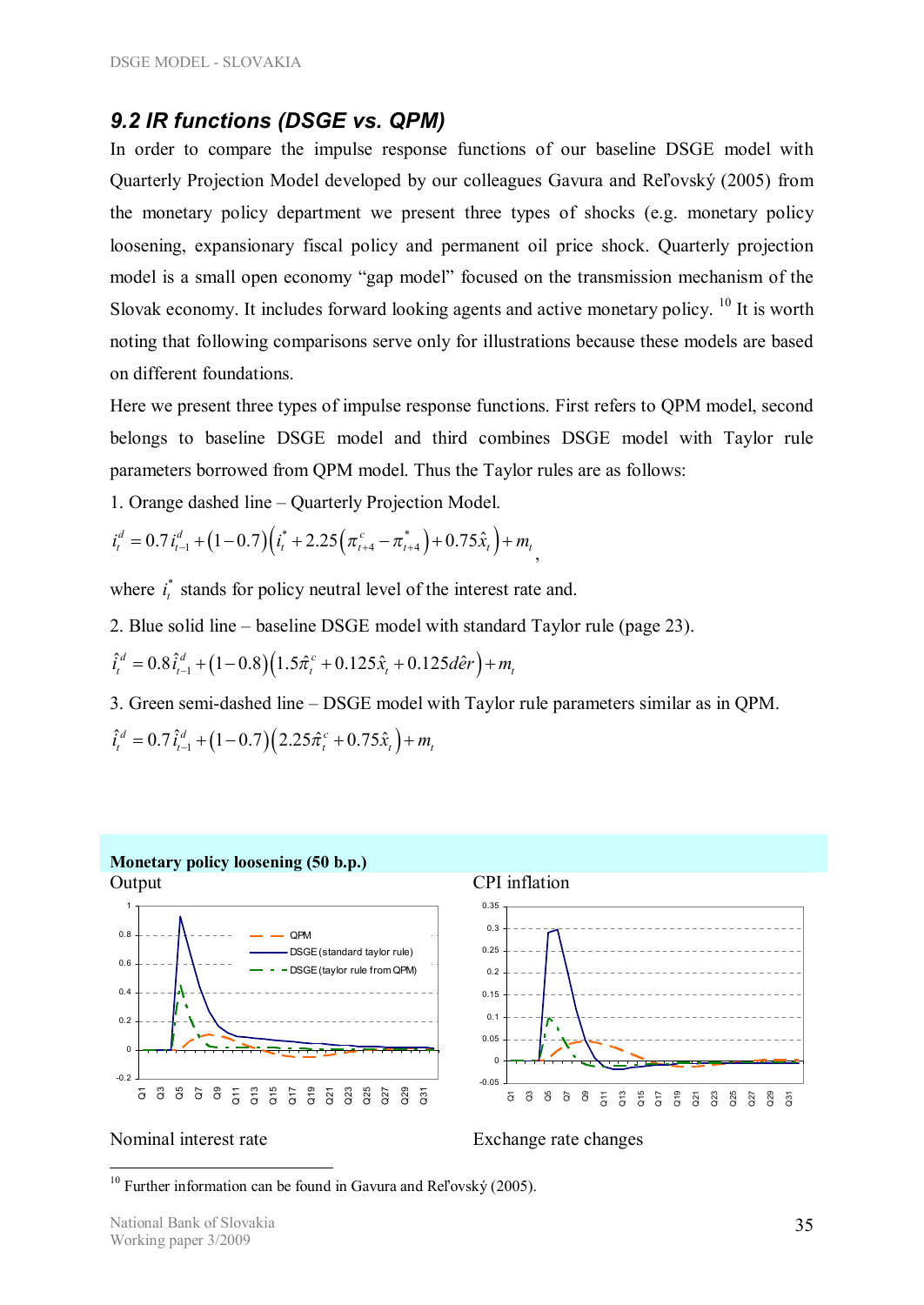## 9.2 IR functions (DSGE vs. QPM)

In order to compare the impulse response functions of our baseline DSGE model with Quarterly Projection Model developed by our colleagues Gavura and Reľovský (2005) from the monetary policy department we present three types of shocks (e.g. monetary policy loosening, expansionary fiscal policy and permanent oil price shock. Quarterly projection model is a small open economy "gap model" focused on the transmission mechanism of the Slovak economy. It includes forward looking agents and active monetary policy.[10] It is worth noting that following comparisons serve only for illustrations because these models are based on different foundations.

Here we present three types of impulse response functions. First refers to QPM model, second belongs to baseline DSGE model and third combines DSGE model with Taylor rule parameters borrowed from QPM model. Thus the Taylor rules are as follows:

1. Orange dashed line – Quarterly Projection Model.

$$i_t^d = 0.7 i_{t-1}^d + (1-0.7)\left(i_t^* + 2.25\left(\pi_{t+4}^c - \pi_{t+4}^*\right) + 0.75\hat{x}_t\right) + m_t,$$

where $i_t^*$ stands for policy neutral level of the interest rate and.

2. Blue solid line – baseline DSGE model with standard Taylor rule (page 23).

$$\hat{i}_t^d = 0.8\hat{i}_{t-1}^d + (1-0.8)\left(1.5\hat{\pi}_t^c + 0.125\hat{x}_t + 0.125d\hat{e}r\right) + m_t$$

3. Green semi-dashed line – DSGE model with Taylor rule parameters similar as in QPM.

$$\hat{i}_t^d = 0.7\hat{i}_{t-1}^d + (1-0.7)\left(2.25\hat{\pi}_t^c + 0.75\hat{x}_t\right) + m_t$$

**Monetary policy loosening (50 b.p.)**

Output

CPI inflation

Nominal interest rate

Exchange rate changes

---

[10] Further information can be found in Gavura and Reľovský (2005).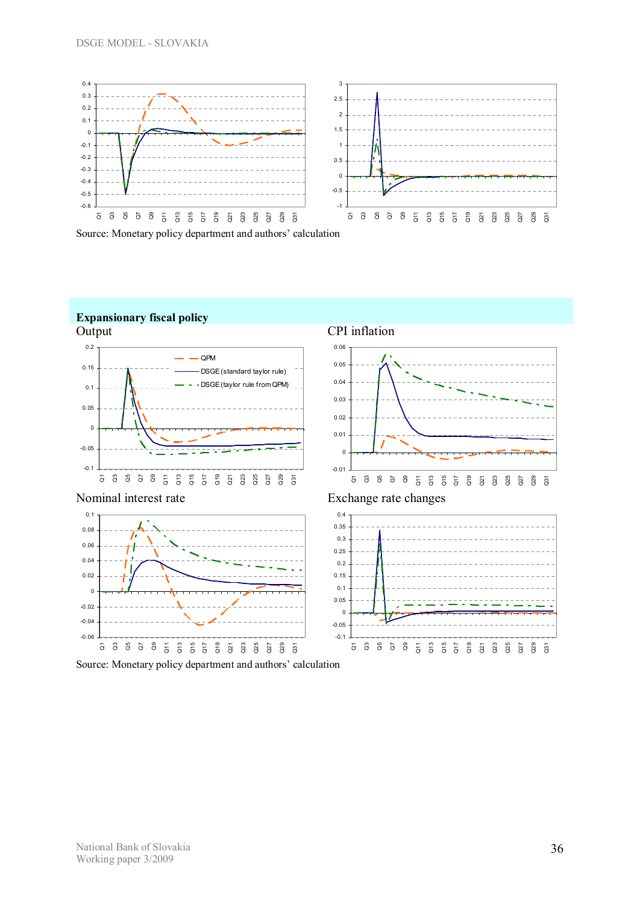Source: Monetary policy department and authors' calculation

**Expansionary fiscal policy**

Output

CPI inflation

Nominal interest rate

Exchange rate changes

Source: Monetary policy department and authors' calculation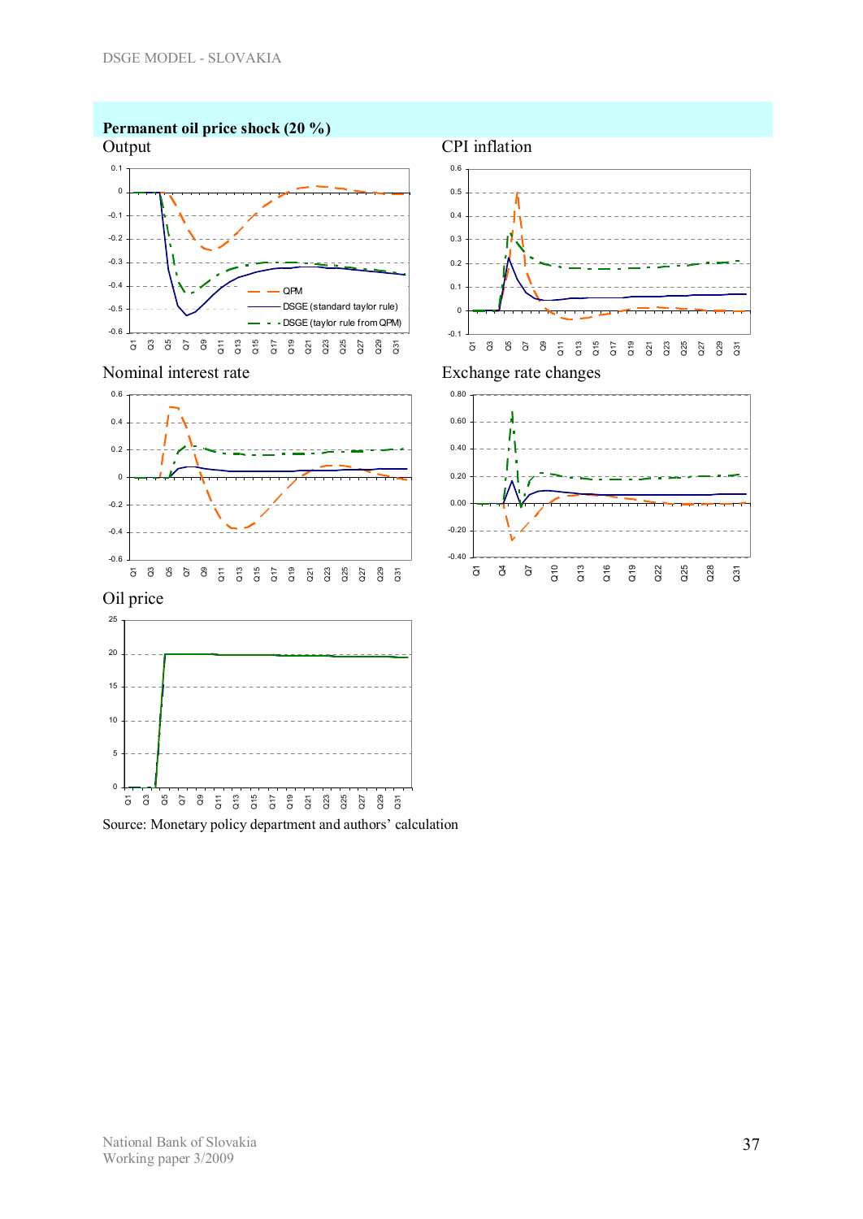**Permanent oil price shock (20 %)**

Output

0.1
0
-0.1
-0.2
-0.3
-0.4
-0.5
-0.6

Q1 Q3 Q5 Q7 Q9 Q11 Q13 Q15 Q17 Q19 Q21 Q23 Q25 Q27 Q29 Q31

QPM
DSGE (standard taylor rule)
DSGE (taylor rule from QPM)

CPI inflation

0.6
0.5
0.4
0.3
0.2
0.1
0
-0.1

Q1 Q3 Q5 Q7 Q9 Q11 Q13 Q15 Q17 Q19 Q21 Q23 Q25 Q27 Q29 Q31

Nominal interest rate

0.6
0.4
0.2
0
-0.2
-0.4
-0.6

Q1 Q3 Q5 Q7 Q9 Q11 Q13 Q15 Q17 Q19 Q21 Q23 Q25 Q27 Q29 Q31

Exchange rate changes

0.80
0.60
0.40
0.20
0.00
-0.20
-0.40

Q1 Q4 Q7 Q10 Q13 Q16 Q19 Q22 Q25 Q28 Q31

Oil price

25
20
15
10
5
0

Q1 Q3 Q5 Q7 Q9 Q11 Q13 Q15 Q17 Q19 Q21 Q23 Q25 Q27 Q29 Q31

Source: Monetary policy department and authors' calculation